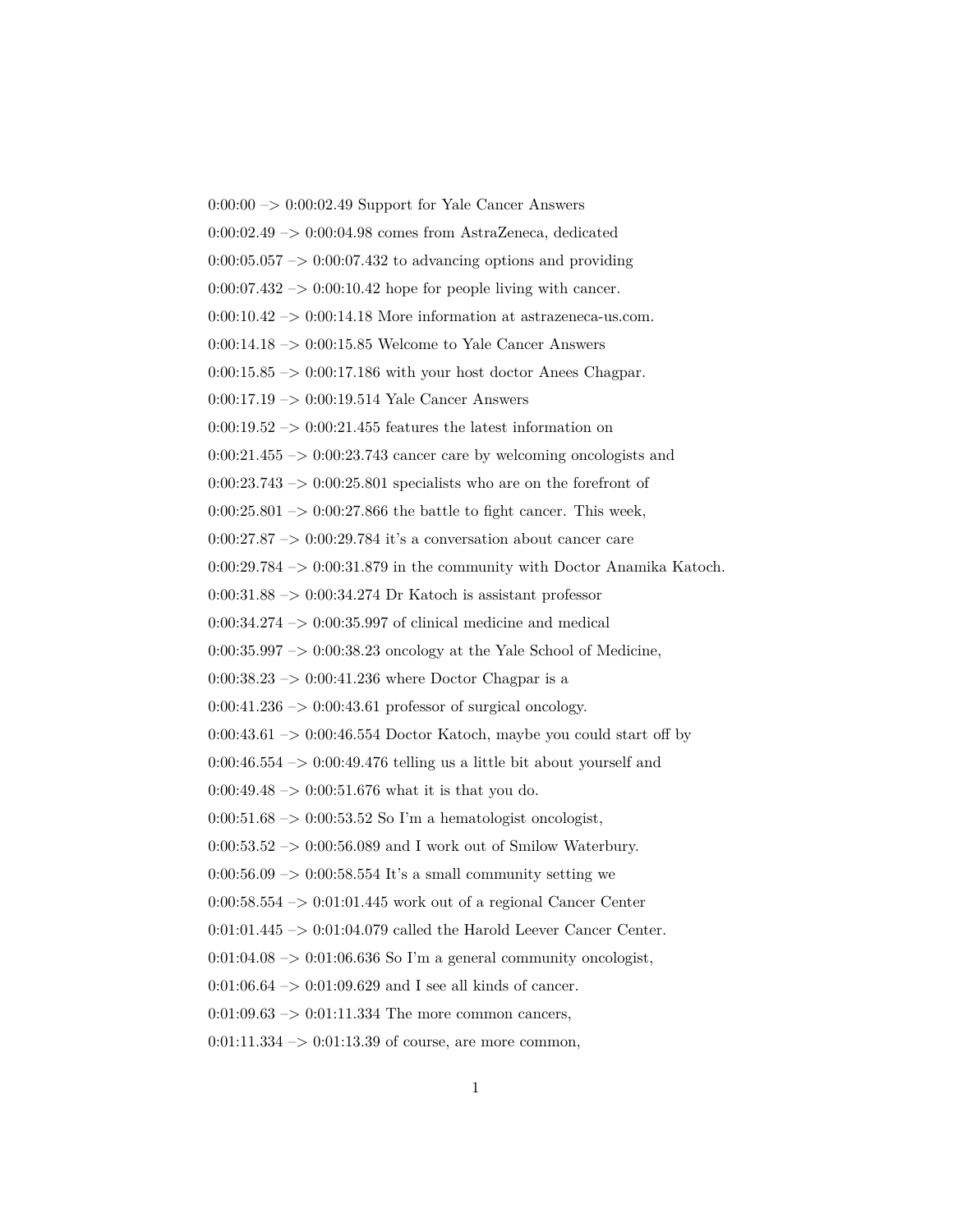0:00:00 –> 0:00:02.49 Support for Yale Cancer Answers

0:00:02.49 –> 0:00:04.98 comes from AstraZeneca, dedicated

0:00:05.057 –> 0:00:07.432 to advancing options and providing

0:00:07.432 –> 0:00:10.42 hope for people living with cancer.

0:00:10.42 –> 0:00:14.18 More information at astrazeneca-us.com.

0:00:14.18 –> 0:00:15.85 Welcome to Yale Cancer Answers

0:00:15.85 –> 0:00:17.186 with your host doctor Anees Chagpar.

0:00:17.19 –> 0:00:19.514 Yale Cancer Answers

0:00:19.52 –> 0:00:21.455 features the latest information on

0:00:21.455 –> 0:00:23.743 cancer care by welcoming oncologists and

0:00:23.743 –> 0:00:25.801 specialists who are on the forefront of

0:00:25.801 –> 0:00:27.866 the battle to fight cancer. This week,

0:00:27.87 –> 0:00:29.784 it's a conversation about cancer care

0:00:29.784 –> 0:00:31.879 in the community with Doctor Anamika Katoch.

0:00:31.88 –> 0:00:34.274 Dr Katoch is assistant professor

0:00:34.274 –> 0:00:35.997 of clinical medicine and medical

0:00:35.997 –> 0:00:38.23 oncology at the Yale School of Medicine,

0:00:38.23 –> 0:00:41.236 where Doctor Chagpar is a

0:00:41.236 –> 0:00:43.61 professor of surgical oncology.

0:00:43.61 –> 0:00:46.554 Doctor Katoch, maybe you could start off by

0:00:46.554 –> 0:00:49.476 telling us a little bit about yourself and

0:00:49.48 –> 0:00:51.676 what it is that you do.

0:00:51.68 –> 0:00:53.52 So I'm a hematologist oncologist,

0:00:53.52 –> 0:00:56.089 and I work out of Smilow Waterbury.

0:00:56.09 –> 0:00:58.554 It's a small community setting we

0:00:58.554 –> 0:01:01.445 work out of a regional Cancer Center

0:01:01.445 –> 0:01:04.079 called the Harold Leever Cancer Center.

0:01:04.08 –> 0:01:06.636 So I'm a general community oncologist,

0:01:06.64 –> 0:01:09.629 and I see all kinds of cancer.

0:01:09.63 –> 0:01:11.334 The more common cancers,

0:01:11.334 –> 0:01:13.39 of course, are more common,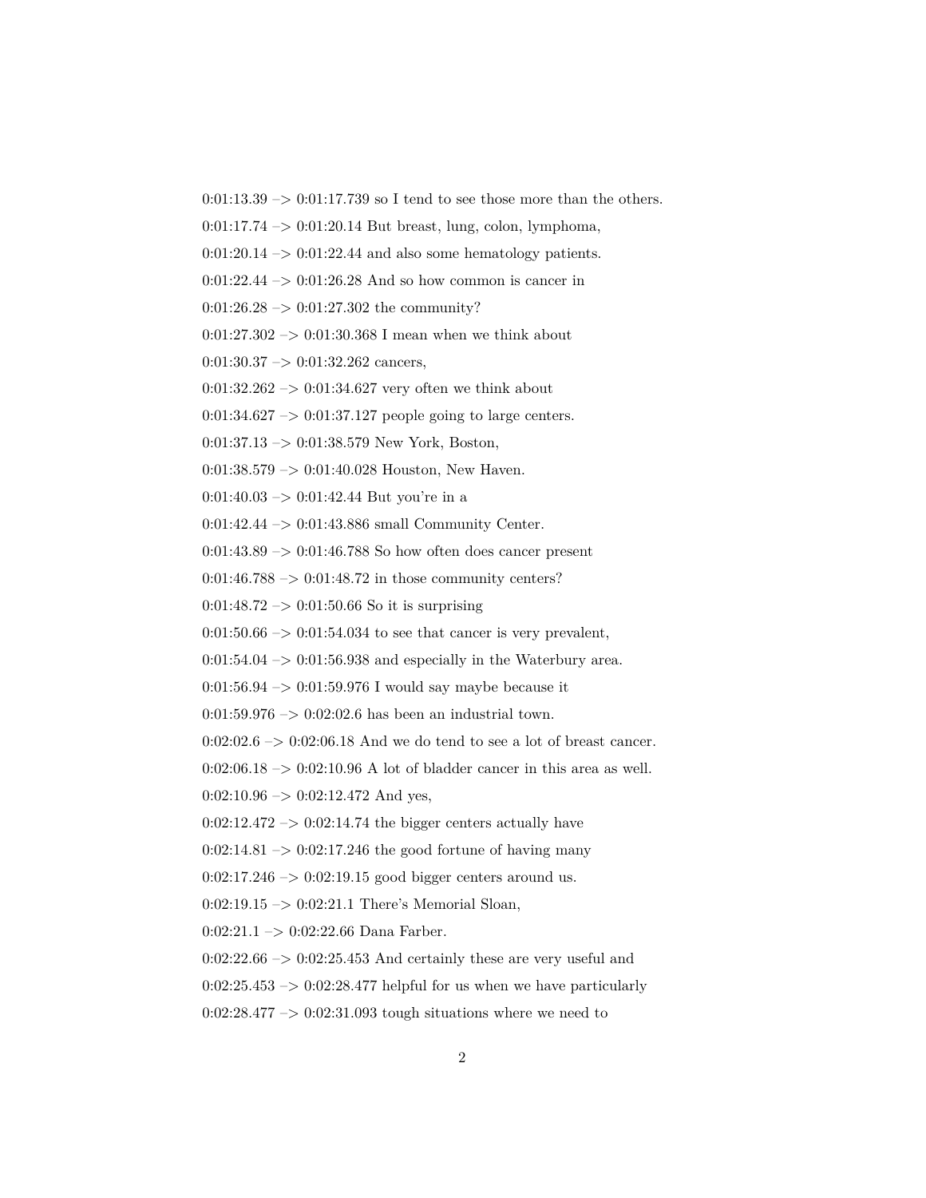0:01:13.39 –> 0:01:17.739 so I tend to see those more than the others.

0:01:17.74 –> 0:01:20.14 But breast, lung, colon, lymphoma,

0:01:20.14 –> 0:01:22.44 and also some hematology patients.

0:01:22.44 –> 0:01:26.28 And so how common is cancer in

0:01:26.28 –> 0:01:27.302 the community?

0:01:27.302 –> 0:01:30.368 I mean when we think about

0:01:30.37 –> 0:01:32.262 cancers,

0:01:32.262 –> 0:01:34.627 very often we think about

0:01:34.627 –> 0:01:37.127 people going to large centers.

0:01:37.13 –> 0:01:38.579 New York, Boston,

0:01:38.579 –> 0:01:40.028 Houston, New Haven.

0:01:40.03 –> 0:01:42.44 But you're in a

0:01:42.44 –> 0:01:43.886 small Community Center.

0:01:43.89 –> 0:01:46.788 So how often does cancer present

0:01:46.788 –> 0:01:48.72 in those community centers?

0:01:48.72 –> 0:01:50.66 So it is surprising

0:01:50.66 –> 0:01:54.034 to see that cancer is very prevalent,

0:01:54.04 –> 0:01:56.938 and especially in the Waterbury area.

0:01:56.94 –> 0:01:59.976 I would say maybe because it

0:01:59.976 –> 0:02:02.6 has been an industrial town.

0:02:02.6 –> 0:02:06.18 And we do tend to see a lot of breast cancer.

0:02:06.18 –> 0:02:10.96 A lot of bladder cancer in this area as well.

0:02:10.96 –> 0:02:12.472 And yes,

0:02:12.472 –> 0:02:14.74 the bigger centers actually have

0:02:14.81 –> 0:02:17.246 the good fortune of having many

0:02:17.246 –> 0:02:19.15 good bigger centers around us.

0:02:19.15 –> 0:02:21.1 There's Memorial Sloan,

0:02:21.1 –> 0:02:22.66 Dana Farber.

0:02:22.66 –> 0:02:25.453 And certainly these are very useful and

0:02:25.453 –> 0:02:28.477 helpful for us when we have particularly

0:02:28.477 –> 0:02:31.093 tough situations where we need to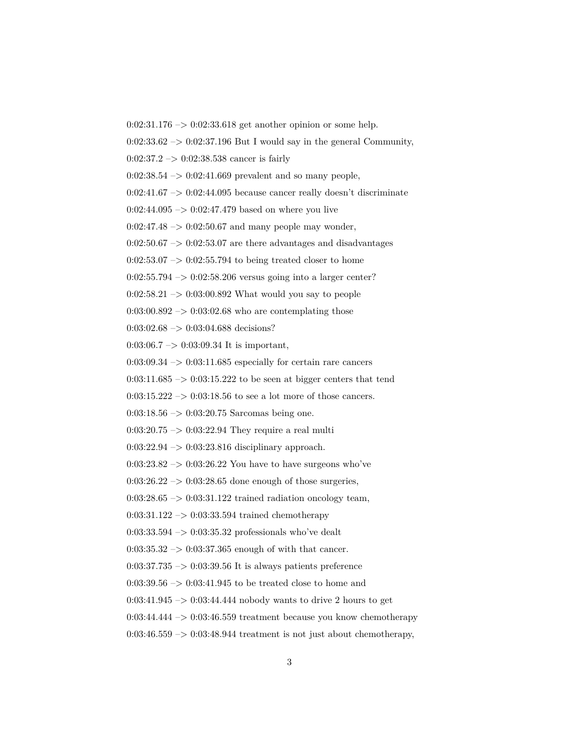0:02:31.176 –> 0:02:33.618 get another opinion or some help.

0:02:33.62 –> 0:02:37.196 But I would say in the general Community,

0:02:37.2 –> 0:02:38.538 cancer is fairly

0:02:38.54 –> 0:02:41.669 prevalent and so many people,

0:02:41.67 –> 0:02:44.095 because cancer really doesn't discriminate

0:02:44.095 –> 0:02:47.479 based on where you live

0:02:47.48 –> 0:02:50.67 and many people may wonder,

0:02:50.67 –> 0:02:53.07 are there advantages and disadvantages

0:02:53.07 –> 0:02:55.794 to being treated closer to home

0:02:55.794 –> 0:02:58.206 versus going into a larger center?

0:02:58.21 –> 0:03:00.892 What would you say to people

0:03:00.892 –> 0:03:02.68 who are contemplating those

0:03:02.68 –> 0:03:04.688 decisions?

0:03:06.7 –> 0:03:09.34 It is important,

0:03:09.34 –> 0:03:11.685 especially for certain rare cancers

0:03:11.685 –> 0:03:15.222 to be seen at bigger centers that tend

0:03:15.222 –> 0:03:18.56 to see a lot more of those cancers.

0:03:18.56 –> 0:03:20.75 Sarcomas being one.

0:03:20.75 –> 0:03:22.94 They require a real multi

0:03:22.94 –> 0:03:23.816 disciplinary approach.

0:03:23.82 –> 0:03:26.22 You have to have surgeons who've

0:03:26.22 –> 0:03:28.65 done enough of those surgeries,

0:03:28.65 –> 0:03:31.122 trained radiation oncology team,

0:03:31.122 –> 0:03:33.594 trained chemotherapy

0:03:33.594 –> 0:03:35.32 professionals who've dealt

0:03:35.32 –> 0:03:37.365 enough of with that cancer.

0:03:37.735 –> 0:03:39.56 It is always patients preference

0:03:39.56 –> 0:03:41.945 to be treated close to home and

0:03:41.945 –> 0:03:44.444 nobody wants to drive 2 hours to get

0:03:44.444 –> 0:03:46.559 treatment because you know chemotherapy

0:03:46.559 –> 0:03:48.944 treatment is not just about chemotherapy,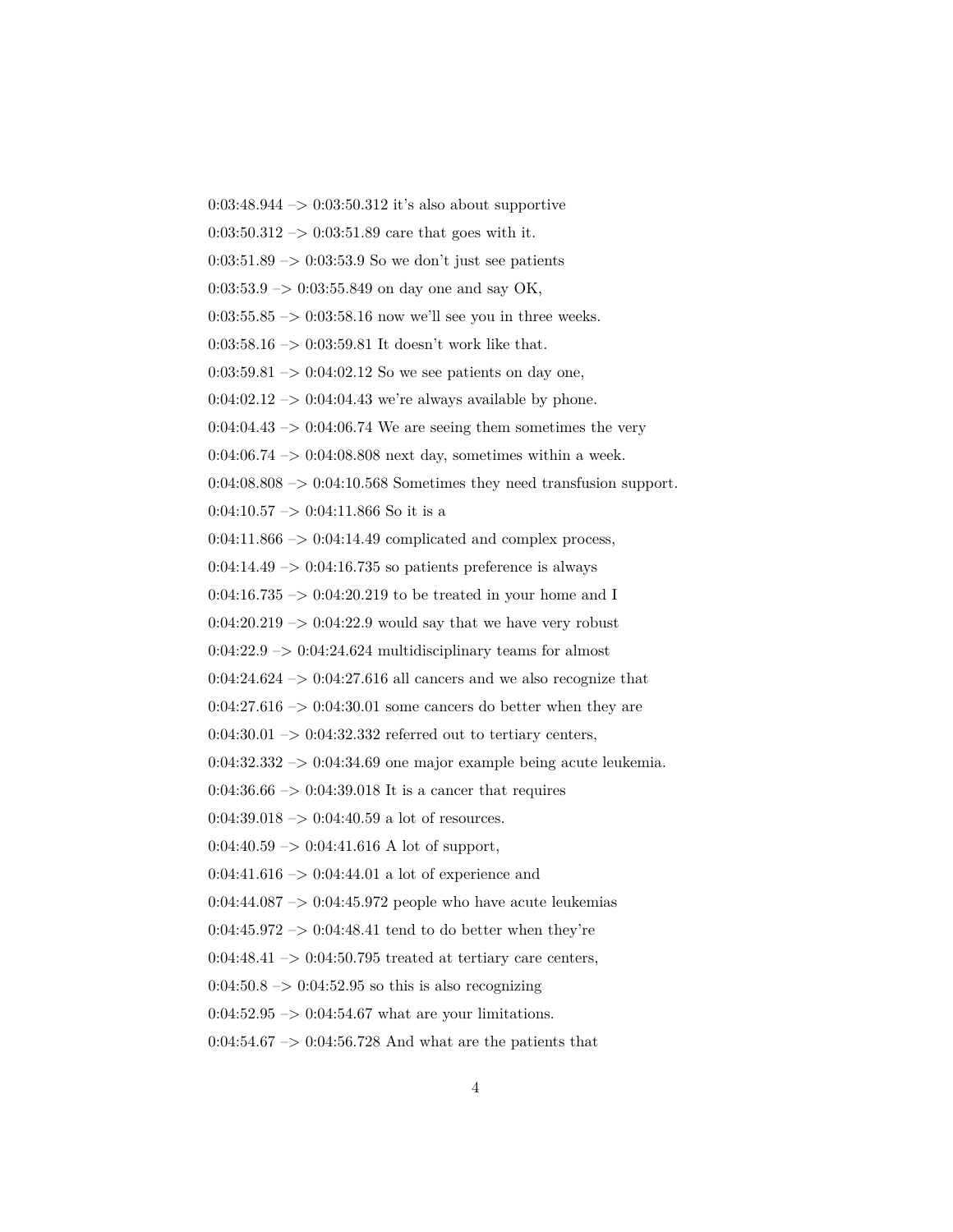0:03:48.944 –> 0:03:50.312 it's also about supportive

0:03:50.312 –> 0:03:51.89 care that goes with it.

0:03:51.89 –> 0:03:53.9 So we don't just see patients

0:03:53.9 –> 0:03:55.849 on day one and say OK,

0:03:55.85 –> 0:03:58.16 now we'll see you in three weeks.

0:03:58.16 –> 0:03:59.81 It doesn't work like that.

0:03:59.81 –> 0:04:02.12 So we see patients on day one,

0:04:02.12 –> 0:04:04.43 we're always available by phone.

0:04:04.43 –> 0:04:06.74 We are seeing them sometimes the very

0:04:06.74 –> 0:04:08.808 next day, sometimes within a week.

0:04:08.808 –> 0:04:10.568 Sometimes they need transfusion support.

0:04:10.57 –> 0:04:11.866 So it is a

0:04:11.866 –> 0:04:14.49 complicated and complex process,

0:04:14.49 –> 0:04:16.735 so patients preference is always

0:04:16.735 –> 0:04:20.219 to be treated in your home and I

0:04:20.219 –> 0:04:22.9 would say that we have very robust

0:04:22.9 –> 0:04:24.624 multidisciplinary teams for almost

0:04:24.624 –> 0:04:27.616 all cancers and we also recognize that

0:04:27.616 –> 0:04:30.01 some cancers do better when they are

0:04:30.01 –> 0:04:32.332 referred out to tertiary centers,

0:04:32.332 –> 0:04:34.69 one major example being acute leukemia.

0:04:36.66 –> 0:04:39.018 It is a cancer that requires

0:04:39.018 –> 0:04:40.59 a lot of resources.

0:04:40.59 –> 0:04:41.616 A lot of support,

0:04:41.616 –> 0:04:44.01 a lot of experience and

0:04:44.087 –> 0:04:45.972 people who have acute leukemias

0:04:45.972 –> 0:04:48.41 tend to do better when they're

0:04:48.41 –> 0:04:50.795 treated at tertiary care centers,

0:04:50.8 –> 0:04:52.95 so this is also recognizing

0:04:52.95 –> 0:04:54.67 what are your limitations.

0:04:54.67 –> 0:04:56.728 And what are the patients that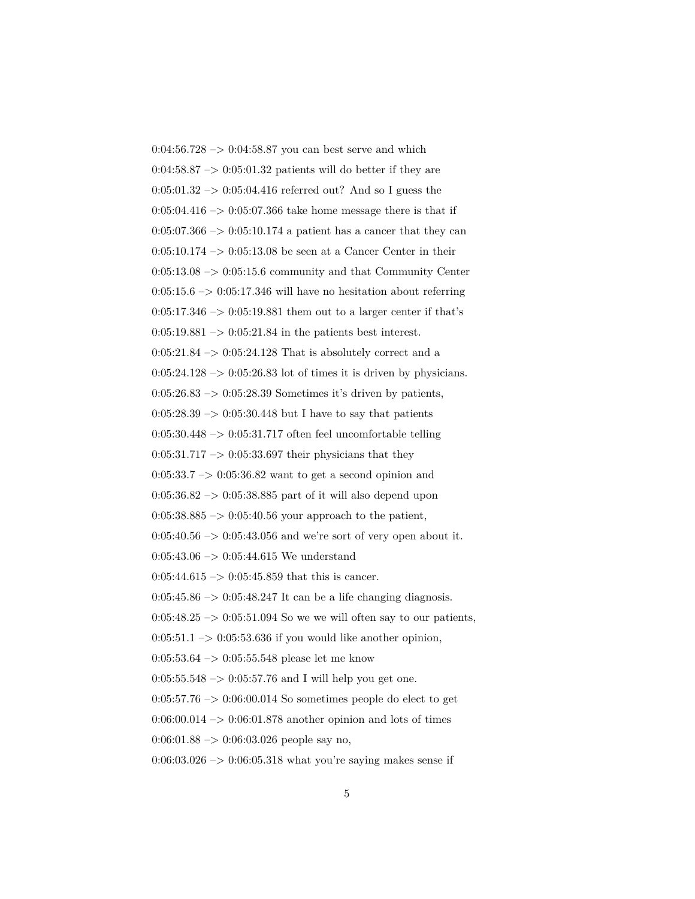0:04:56.728 –> 0:04:58.87 you can best serve and which

0:04:58.87 –> 0:05:01.32 patients will do better if they are

0:05:01.32 –> 0:05:04.416 referred out? And so I guess the

0:05:04.416 –> 0:05:07.366 take home message there is that if

0:05:07.366 –> 0:05:10.174 a patient has a cancer that they can

0:05:10.174 –> 0:05:13.08 be seen at a Cancer Center in their

0:05:13.08 –> 0:05:15.6 community and that Community Center

0:05:15.6 –> 0:05:17.346 will have no hesitation about referring

0:05:17.346 –> 0:05:19.881 them out to a larger center if that's

0:05:19.881 –> 0:05:21.84 in the patients best interest.

0:05:21.84 –> 0:05:24.128 That is absolutely correct and a

0:05:24.128 –> 0:05:26.83 lot of times it is driven by physicians.

0:05:26.83 –> 0:05:28.39 Sometimes it's driven by patients,

0:05:28.39 –> 0:05:30.448 but I have to say that patients

0:05:30.448 –> 0:05:31.717 often feel uncomfortable telling

0:05:31.717 –> 0:05:33.697 their physicians that they

0:05:33.7 –> 0:05:36.82 want to get a second opinion and

0:05:36.82 –> 0:05:38.885 part of it will also depend upon

0:05:38.885 –> 0:05:40.56 your approach to the patient,

0:05:40.56 –> 0:05:43.056 and we're sort of very open about it.

0:05:43.06 –> 0:05:44.615 We understand

0:05:44.615 –> 0:05:45.859 that this is cancer.

0:05:45.86 –> 0:05:48.247 It can be a life changing diagnosis.

0:05:48.25 –> 0:05:51.094 So we we will often say to our patients,

0:05:51.1 –> 0:05:53.636 if you would like another opinion,

0:05:53.64 –> 0:05:55.548 please let me know

0:05:55.548 –> 0:05:57.76 and I will help you get one.

0:05:57.76 –> 0:06:00.014 So sometimes people do elect to get

0:06:00.014 –> 0:06:01.878 another opinion and lots of times

0:06:01.88 –> 0:06:03.026 people say no,

0:06:03.026 –> 0:06:05.318 what you're saying makes sense if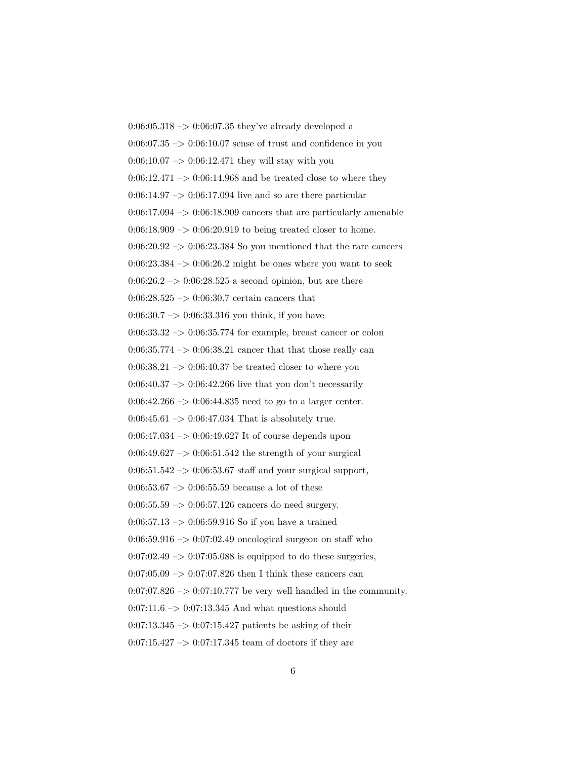0:06:05.318 –> 0:06:07.35 they've already developed a

0:06:07.35 –> 0:06:10.07 sense of trust and confidence in you

0:06:10.07 –> 0:06:12.471 they will stay with you

0:06:12.471 –> 0:06:14.968 and be treated close to where they

0:06:14.97 –> 0:06:17.094 live and so are there particular

0:06:17.094 –> 0:06:18.909 cancers that are particularly amenable

0:06:18.909 –> 0:06:20.919 to being treated closer to home.

0:06:20.92 –> 0:06:23.384 So you mentioned that the rare cancers

0:06:23.384 –> 0:06:26.2 might be ones where you want to seek

0:06:26.2 –> 0:06:28.525 a second opinion, but are there

0:06:28.525 –> 0:06:30.7 certain cancers that

0:06:30.7 –> 0:06:33.316 you think, if you have

0:06:33.32 –> 0:06:35.774 for example, breast cancer or colon

0:06:35.774 –> 0:06:38.21 cancer that that those really can

0:06:38.21 –> 0:06:40.37 be treated closer to where you

0:06:40.37 –> 0:06:42.266 live that you don't necessarily

0:06:42.266 –> 0:06:44.835 need to go to a larger center.

0:06:45.61 –> 0:06:47.034 That is absolutely true.

0:06:47.034 –> 0:06:49.627 It of course depends upon

0:06:49.627 –> 0:06:51.542 the strength of your surgical

0:06:51.542 –> 0:06:53.67 staff and your surgical support,

0:06:53.67 –> 0:06:55.59 because a lot of these

0:06:55.59 –> 0:06:57.126 cancers do need surgery.

0:06:57.13 –> 0:06:59.916 So if you have a trained

0:06:59.916 –> 0:07:02.49 oncological surgeon on staff who

0:07:02.49 –> 0:07:05.088 is equipped to do these surgeries,

0:07:05.09 –> 0:07:07.826 then I think these cancers can

0:07:07.826 –> 0:07:10.777 be very well handled in the community.

0:07:11.6 –> 0:07:13.345 And what questions should

0:07:13.345 –> 0:07:15.427 patients be asking of their

0:07:15.427 –> 0:07:17.345 team of doctors if they are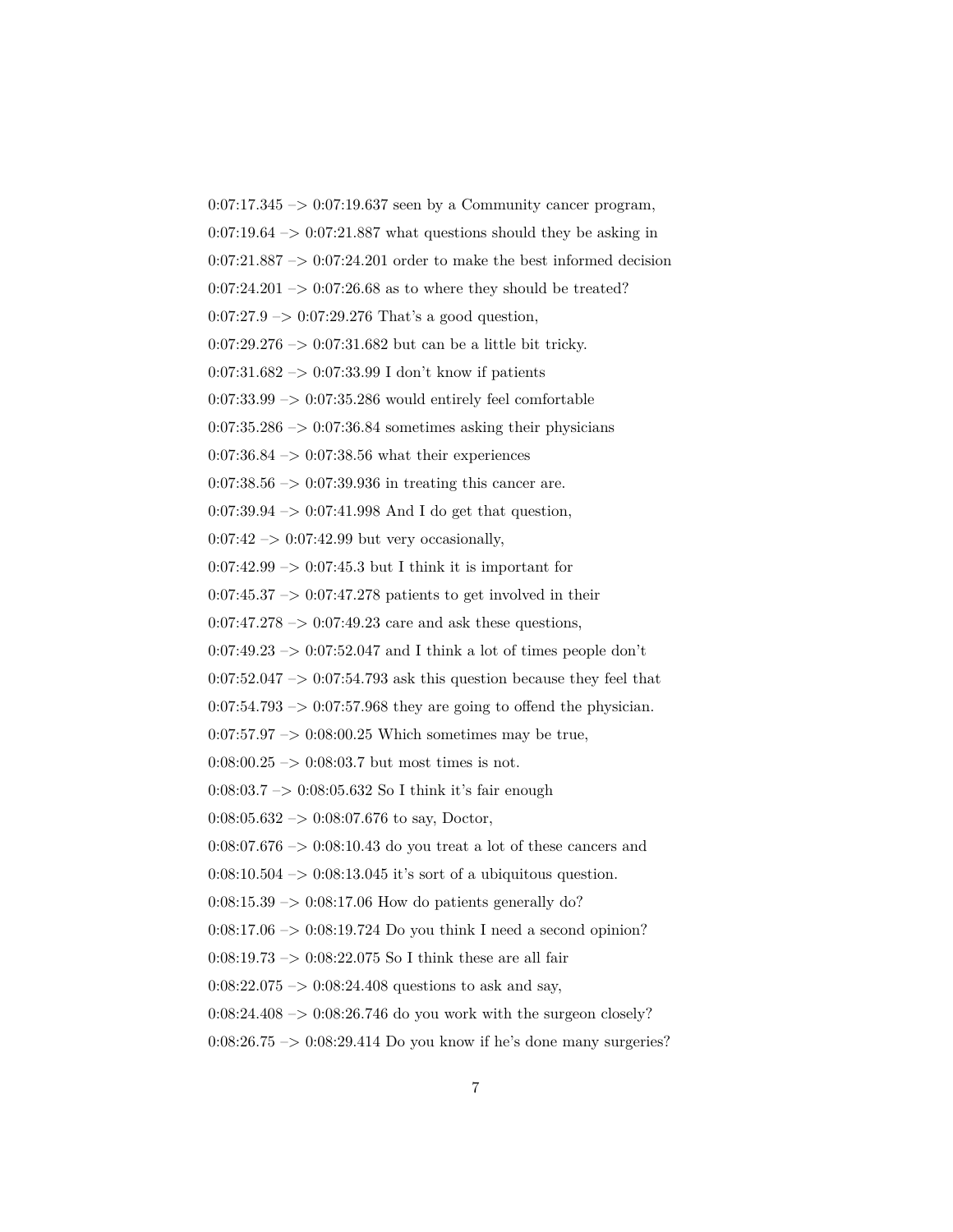0:07:17.345 –> 0:07:19.637 seen by a Community cancer program,

0:07:19.64 –> 0:07:21.887 what questions should they be asking in

0:07:21.887 –> 0:07:24.201 order to make the best informed decision

0:07:24.201 –> 0:07:26.68 as to where they should be treated?

0:07:27.9 –> 0:07:29.276 That's a good question,

0:07:29.276 –> 0:07:31.682 but can be a little bit tricky.

0:07:31.682 –> 0:07:33.99 I don't know if patients

0:07:33.99 –> 0:07:35.286 would entirely feel comfortable

0:07:35.286 –> 0:07:36.84 sometimes asking their physicians

0:07:36.84 –> 0:07:38.56 what their experiences

0:07:38.56 –> 0:07:39.936 in treating this cancer are.

0:07:39.94 –> 0:07:41.998 And I do get that question,

0:07:42 –> 0:07:42.99 but very occasionally,

0:07:42.99 –> 0:07:45.3 but I think it is important for

0:07:45.37 –> 0:07:47.278 patients to get involved in their

0:07:47.278 –> 0:07:49.23 care and ask these questions,

0:07:49.23 –> 0:07:52.047 and I think a lot of times people don't

0:07:52.047 –> 0:07:54.793 ask this question because they feel that

0:07:54.793 –> 0:07:57.968 they are going to offend the physician.

0:07:57.97 –> 0:08:00.25 Which sometimes may be true,

0:08:00.25 –> 0:08:03.7 but most times is not.

0:08:03.7 –> 0:08:05.632 So I think it's fair enough

0:08:05.632 –> 0:08:07.676 to say, Doctor,

0:08:07.676 –> 0:08:10.43 do you treat a lot of these cancers and

0:08:10.504 –> 0:08:13.045 it's sort of a ubiquitous question.

0:08:15.39 –> 0:08:17.06 How do patients generally do?

0:08:17.06 –> 0:08:19.724 Do you think I need a second opinion?

0:08:19.73 –> 0:08:22.075 So I think these are all fair

0:08:22.075 –> 0:08:24.408 questions to ask and say,

0:08:24.408 –> 0:08:26.746 do you work with the surgeon closely?

0:08:26.75 –> 0:08:29.414 Do you know if he's done many surgeries?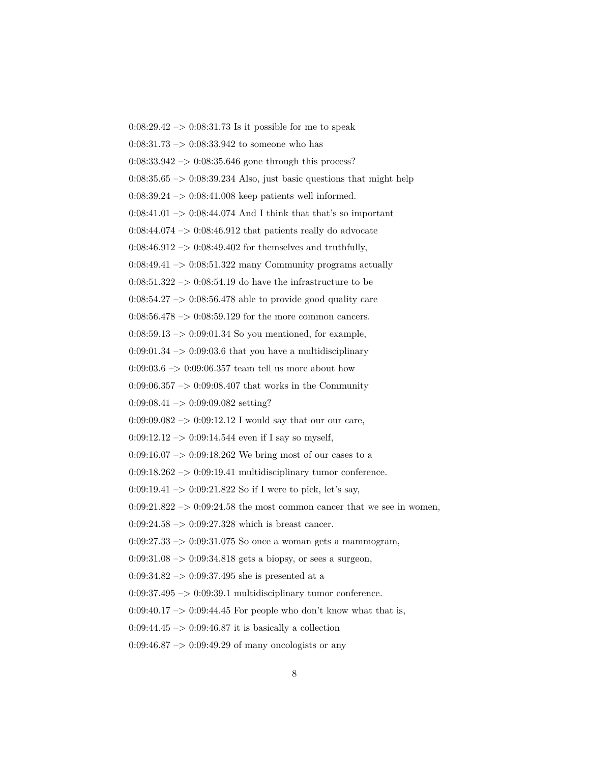0:08:29.42 –> 0:08:31.73 Is it possible for me to speak

0:08:31.73 –> 0:08:33.942 to someone who has

0:08:33.942 –> 0:08:35.646 gone through this process?

0:08:35.65 –> 0:08:39.234 Also, just basic questions that might help

0:08:39.24 –> 0:08:41.008 keep patients well informed.

0:08:41.01 –> 0:08:44.074 And I think that that's so important

0:08:44.074 –> 0:08:46.912 that patients really do advocate

0:08:46.912 –> 0:08:49.402 for themselves and truthfully,

0:08:49.41 –> 0:08:51.322 many Community programs actually

0:08:51.322 –> 0:08:54.19 do have the infrastructure to be

0:08:54.27 –> 0:08:56.478 able to provide good quality care

0:08:56.478 –> 0:08:59.129 for the more common cancers.

0:08:59.13 –> 0:09:01.34 So you mentioned, for example,

0:09:01.34 –> 0:09:03.6 that you have a multidisciplinary

0:09:03.6 –> 0:09:06.357 team tell us more about how

0:09:06.357 –> 0:09:08.407 that works in the Community

0:09:08.41 –> 0:09:09.082 setting?

0:09:09.082 –> 0:09:12.12 I would say that our our care,

0:09:12.12 –> 0:09:14.544 even if I say so myself,

0:09:16.07 –> 0:09:18.262 We bring most of our cases to a

0:09:18.262 –> 0:09:19.41 multidisciplinary tumor conference.

0:09:19.41 –> 0:09:21.822 So if I were to pick, let's say,

0:09:21.822 –> 0:09:24.58 the most common cancer that we see in women,

0:09:24.58 –> 0:09:27.328 which is breast cancer.

0:09:27.33 –> 0:09:31.075 So once a woman gets a mammogram,

0:09:31.08 –> 0:09:34.818 gets a biopsy, or sees a surgeon,

0:09:34.82 –> 0:09:37.495 she is presented at a

0:09:37.495 –> 0:09:39.1 multidisciplinary tumor conference.

0:09:40.17 –> 0:09:44.45 For people who don't know what that is,

0:09:44.45 –> 0:09:46.87 it is basically a collection

0:09:46.87 –> 0:09:49.29 of many oncologists or any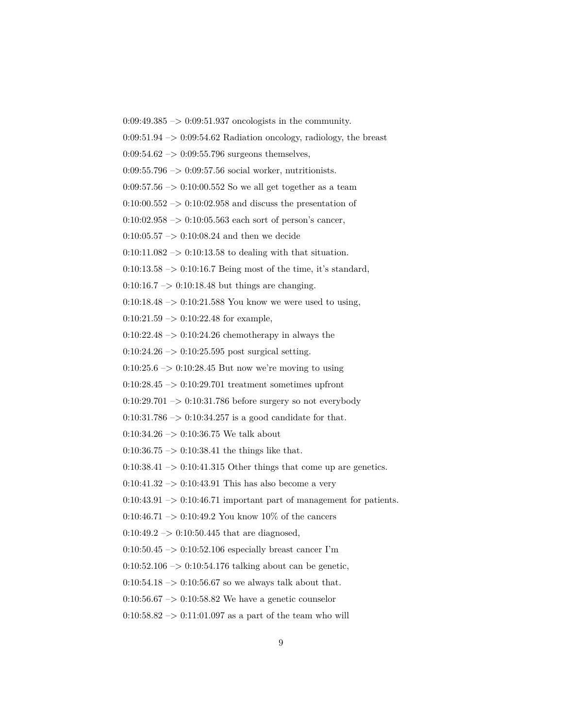0:09:49.385 –> 0:09:51.937 oncologists in the community.

0:09:51.94 –> 0:09:54.62 Radiation oncology, radiology, the breast

0:09:54.62 –> 0:09:55.796 surgeons themselves,

0:09:55.796 –> 0:09:57.56 social worker, nutritionists.

0:09:57.56 –> 0:10:00.552 So we all get together as a team

0:10:00.552 –> 0:10:02.958 and discuss the presentation of

0:10:02.958 –> 0:10:05.563 each sort of person's cancer,

0:10:05.57 –> 0:10:08.24 and then we decide

0:10:11.082 –> 0:10:13.58 to dealing with that situation.

0:10:13.58 –> 0:10:16.7 Being most of the time, it's standard,

0:10:16.7 –> 0:10:18.48 but things are changing.

0:10:18.48 –> 0:10:21.588 You know we were used to using,

0:10:21.59 –> 0:10:22.48 for example,

0:10:22.48 –> 0:10:24.26 chemotherapy in always the

0:10:24.26 –> 0:10:25.595 post surgical setting.

0:10:25.6 –> 0:10:28.45 But now we're moving to using

0:10:28.45 –> 0:10:29.701 treatment sometimes upfront

0:10:29.701 –> 0:10:31.786 before surgery so not everybody

0:10:31.786 –> 0:10:34.257 is a good candidate for that.

0:10:34.26 –> 0:10:36.75 We talk about

0:10:36.75 –> 0:10:38.41 the things like that.

0:10:38.41 –> 0:10:41.315 Other things that come up are genetics.

0:10:41.32 –> 0:10:43.91 This has also become a very

0:10:43.91 –> 0:10:46.71 important part of management for patients.

0:10:46.71 –> 0:10:49.2 You know 10% of the cancers

0:10:49.2 –> 0:10:50.445 that are diagnosed,

0:10:50.45 –> 0:10:52.106 especially breast cancer I'm

0:10:52.106 –> 0:10:54.176 talking about can be genetic,

0:10:54.18 –> 0:10:56.67 so we always talk about that.

0:10:56.67 –> 0:10:58.82 We have a genetic counselor

0:10:58.82 –> 0:11:01.097 as a part of the team who will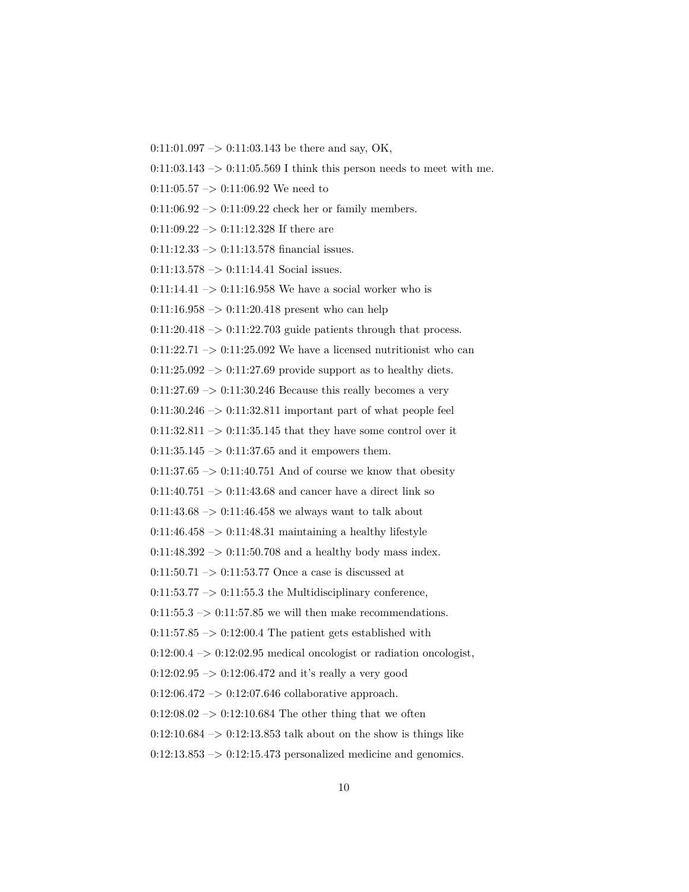0:11:01.097 –> 0:11:03.143 be there and say, OK,

0:11:03.143 –> 0:11:05.569 I think this person needs to meet with me.

0:11:05.57 –> 0:11:06.92 We need to

0:11:06.92 –> 0:11:09.22 check her or family members.

0:11:09.22 –> 0:11:12.328 If there are

0:11:12.33 –> 0:11:13.578 financial issues.

0:11:13.578 –> 0:11:14.41 Social issues.

0:11:14.41 –> 0:11:16.958 We have a social worker who is

0:11:16.958 –> 0:11:20.418 present who can help

0:11:20.418 –> 0:11:22.703 guide patients through that process.

0:11:22.71 –> 0:11:25.092 We have a licensed nutritionist who can

0:11:25.092 –> 0:11:27.69 provide support as to healthy diets.

0:11:27.69 –> 0:11:30.246 Because this really becomes a very

0:11:30.246 –> 0:11:32.811 important part of what people feel

0:11:32.811 –> 0:11:35.145 that they have some control over it

0:11:35.145 –> 0:11:37.65 and it empowers them.

0:11:37.65 –> 0:11:40.751 And of course we know that obesity

0:11:40.751 –> 0:11:43.68 and cancer have a direct link so

0:11:43.68 –> 0:11:46.458 we always want to talk about

0:11:46.458 –> 0:11:48.31 maintaining a healthy lifestyle

0:11:48.392 –> 0:11:50.708 and a healthy body mass index.

0:11:50.71 –> 0:11:53.77 Once a case is discussed at

0:11:53.77 –> 0:11:55.3 the Multidisciplinary conference,

0:11:55.3 –> 0:11:57.85 we will then make recommendations.

0:11:57.85 –> 0:12:00.4 The patient gets established with

0:12:00.4 –> 0:12:02.95 medical oncologist or radiation oncologist,

0:12:02.95 –> 0:12:06.472 and it's really a very good

0:12:06.472 –> 0:12:07.646 collaborative approach.

0:12:08.02 –> 0:12:10.684 The other thing that we often

0:12:10.684 –> 0:12:13.853 talk about on the show is things like

0:12:13.853 –> 0:12:15.473 personalized medicine and genomics.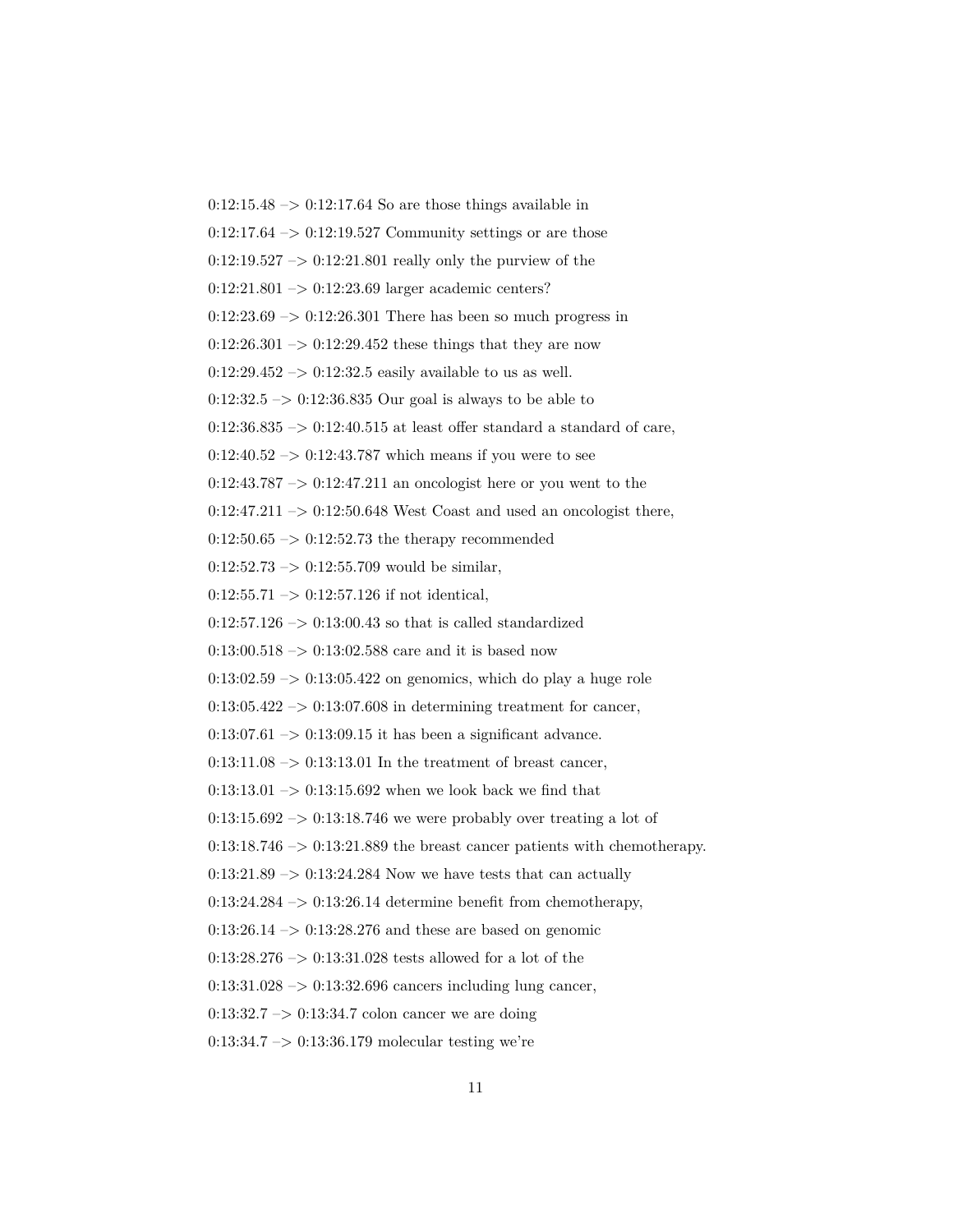0:12:15.48 –> 0:12:17.64 So are those things available in

0:12:17.64 –> 0:12:19.527 Community settings or are those

0:12:19.527 –> 0:12:21.801 really only the purview of the

0:12:21.801 –> 0:12:23.69 larger academic centers?

0:12:23.69 –> 0:12:26.301 There has been so much progress in

0:12:26.301 –> 0:12:29.452 these things that they are now

0:12:29.452 –> 0:12:32.5 easily available to us as well.

0:12:32.5 –> 0:12:36.835 Our goal is always to be able to

0:12:36.835 –> 0:12:40.515 at least offer standard a standard of care,

0:12:40.52 –> 0:12:43.787 which means if you were to see

0:12:43.787 –> 0:12:47.211 an oncologist here or you went to the

0:12:47.211 –> 0:12:50.648 West Coast and used an oncologist there,

0:12:50.65 –> 0:12:52.73 the therapy recommended

0:12:52.73 –> 0:12:55.709 would be similar,

0:12:55.71 –> 0:12:57.126 if not identical,

0:12:57.126 –> 0:13:00.43 so that is called standardized

0:13:00.518 –> 0:13:02.588 care and it is based now

0:13:02.59 –> 0:13:05.422 on genomics, which do play a huge role

0:13:05.422 –> 0:13:07.608 in determining treatment for cancer,

0:13:07.61 –> 0:13:09.15 it has been a significant advance.

0:13:11.08 –> 0:13:13.01 In the treatment of breast cancer,

0:13:13.01 –> 0:13:15.692 when we look back we find that

0:13:15.692 –> 0:13:18.746 we were probably over treating a lot of

0:13:18.746 –> 0:13:21.889 the breast cancer patients with chemotherapy.

0:13:21.89 –> 0:13:24.284 Now we have tests that can actually

0:13:24.284 –> 0:13:26.14 determine benefit from chemotherapy,

0:13:26.14 –> 0:13:28.276 and these are based on genomic

0:13:28.276 –> 0:13:31.028 tests allowed for a lot of the

0:13:31.028 –> 0:13:32.696 cancers including lung cancer,

0:13:32.7 –> 0:13:34.7 colon cancer we are doing

0:13:34.7 –> 0:13:36.179 molecular testing we're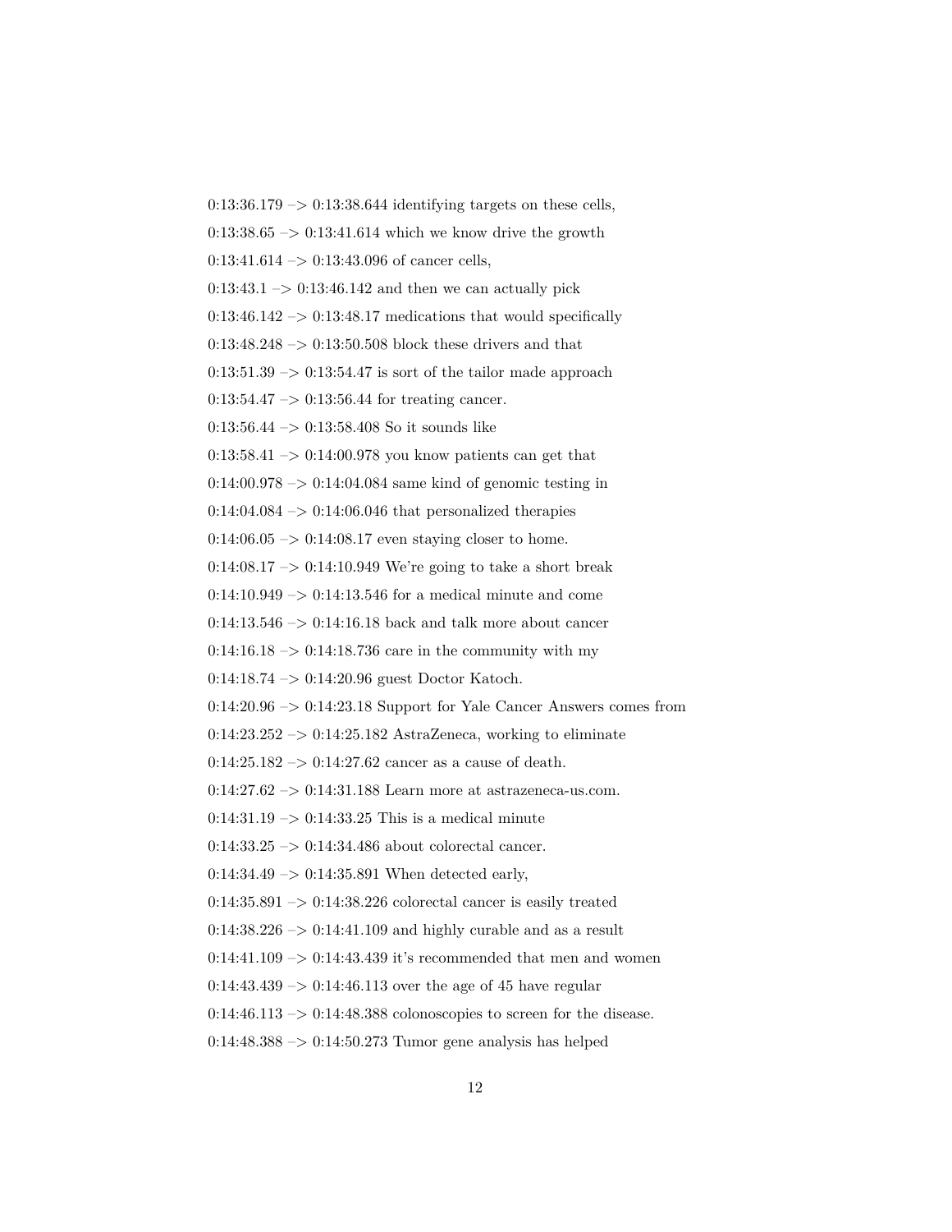0:13:36.179 –> 0:13:38.644 identifying targets on these cells,

0:13:38.65 –> 0:13:41.614 which we know drive the growth

0:13:41.614 –> 0:13:43.096 of cancer cells,

0:13:43.1 –> 0:13:46.142 and then we can actually pick

0:13:46.142 –> 0:13:48.17 medications that would specifically

0:13:48.248 –> 0:13:50.508 block these drivers and that

0:13:51.39 –> 0:13:54.47 is sort of the tailor made approach

0:13:54.47 –> 0:13:56.44 for treating cancer.

0:13:56.44 –> 0:13:58.408 So it sounds like

0:13:58.41 –> 0:14:00.978 you know patients can get that

0:14:00.978 –> 0:14:04.084 same kind of genomic testing in

0:14:04.084 –> 0:14:06.046 that personalized therapies

0:14:06.05 –> 0:14:08.17 even staying closer to home.

0:14:08.17 –> 0:14:10.949 We're going to take a short break

0:14:10.949 –> 0:14:13.546 for a medical minute and come

0:14:13.546 –> 0:14:16.18 back and talk more about cancer

0:14:16.18 –> 0:14:18.736 care in the community with my

0:14:18.74 –> 0:14:20.96 guest Doctor Katoch.

0:14:20.96 –> 0:14:23.18 Support for Yale Cancer Answers comes from

0:14:23.252 –> 0:14:25.182 AstraZeneca, working to eliminate

0:14:25.182 –> 0:14:27.62 cancer as a cause of death.

0:14:27.62 –> 0:14:31.188 Learn more at astrazeneca-us.com.

0:14:31.19 –> 0:14:33.25 This is a medical minute

0:14:33.25 –> 0:14:34.486 about colorectal cancer.

0:14:34.49 –> 0:14:35.891 When detected early,

0:14:35.891 –> 0:14:38.226 colorectal cancer is easily treated

0:14:38.226 –> 0:14:41.109 and highly curable and as a result

0:14:41.109 –> 0:14:43.439 it's recommended that men and women

0:14:43.439 –> 0:14:46.113 over the age of 45 have regular

0:14:46.113 –> 0:14:48.388 colonoscopies to screen for the disease.

0:14:48.388 –> 0:14:50.273 Tumor gene analysis has helped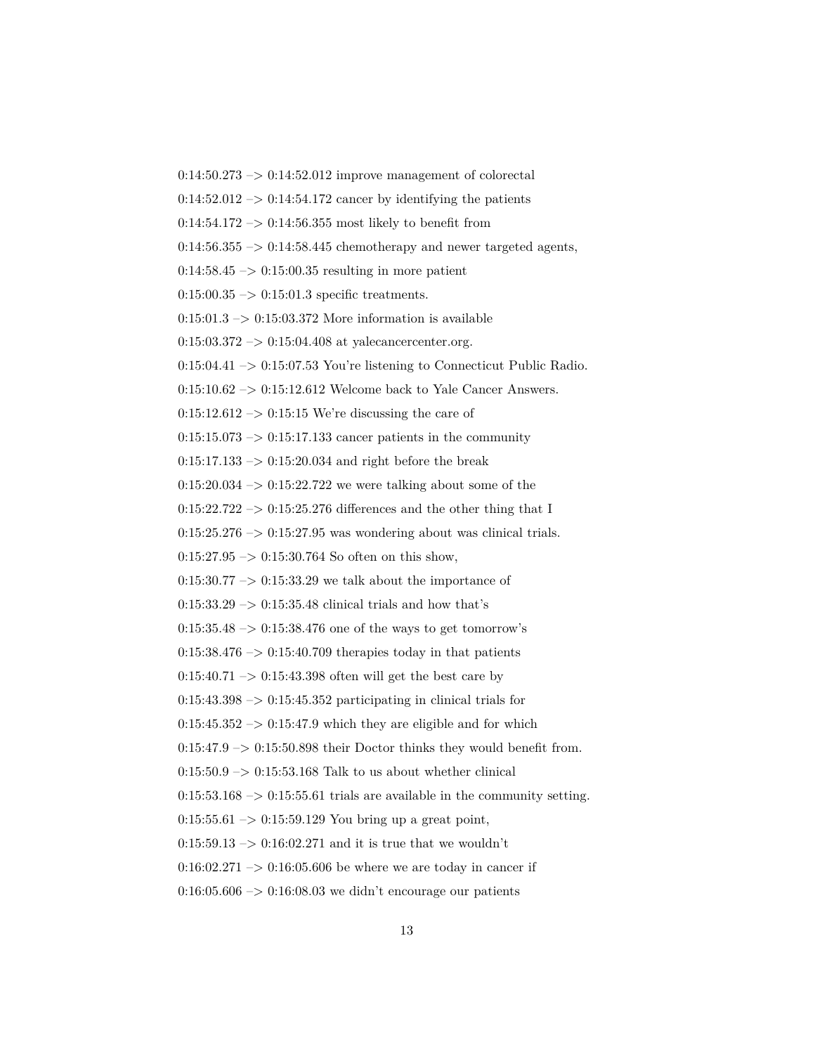0:14:50.273 –> 0:14:52.012 improve management of colorectal

0:14:52.012 –> 0:14:54.172 cancer by identifying the patients

0:14:54.172 –> 0:14:56.355 most likely to benefit from

0:14:56.355 –> 0:14:58.445 chemotherapy and newer targeted agents,

0:14:58.45 –> 0:15:00.35 resulting in more patient

0:15:00.35 –> 0:15:01.3 specific treatments.

0:15:01.3 –> 0:15:03.372 More information is available

0:15:03.372 –> 0:15:04.408 at yalecancercenter.org.

0:15:04.41 –> 0:15:07.53 You're listening to Connecticut Public Radio.

0:15:10.62 –> 0:15:12.612 Welcome back to Yale Cancer Answers.

0:15:12.612 –> 0:15:15 We're discussing the care of

0:15:15.073 –> 0:15:17.133 cancer patients in the community

0:15:17.133 –> 0:15:20.034 and right before the break

0:15:20.034 –> 0:15:22.722 we were talking about some of the

0:15:22.722 –> 0:15:25.276 differences and the other thing that I

0:15:25.276 –> 0:15:27.95 was wondering about was clinical trials.

0:15:27.95 –> 0:15:30.764 So often on this show,

0:15:30.77 –> 0:15:33.29 we talk about the importance of

0:15:33.29 –> 0:15:35.48 clinical trials and how that's

0:15:35.48 –> 0:15:38.476 one of the ways to get tomorrow's

0:15:38.476 –> 0:15:40.709 therapies today in that patients

0:15:40.71 –> 0:15:43.398 often will get the best care by

0:15:43.398 –> 0:15:45.352 participating in clinical trials for

0:15:45.352 –> 0:15:47.9 which they are eligible and for which

0:15:47.9 –> 0:15:50.898 their Doctor thinks they would benefit from.

0:15:50.9 –> 0:15:53.168 Talk to us about whether clinical

0:15:53.168 –> 0:15:55.61 trials are available in the community setting.

0:15:55.61 –> 0:15:59.129 You bring up a great point,

0:15:59.13 –> 0:16:02.271 and it is true that we wouldn't

0:16:02.271 –> 0:16:05.606 be where we are today in cancer if

0:16:05.606 –> 0:16:08.03 we didn't encourage our patients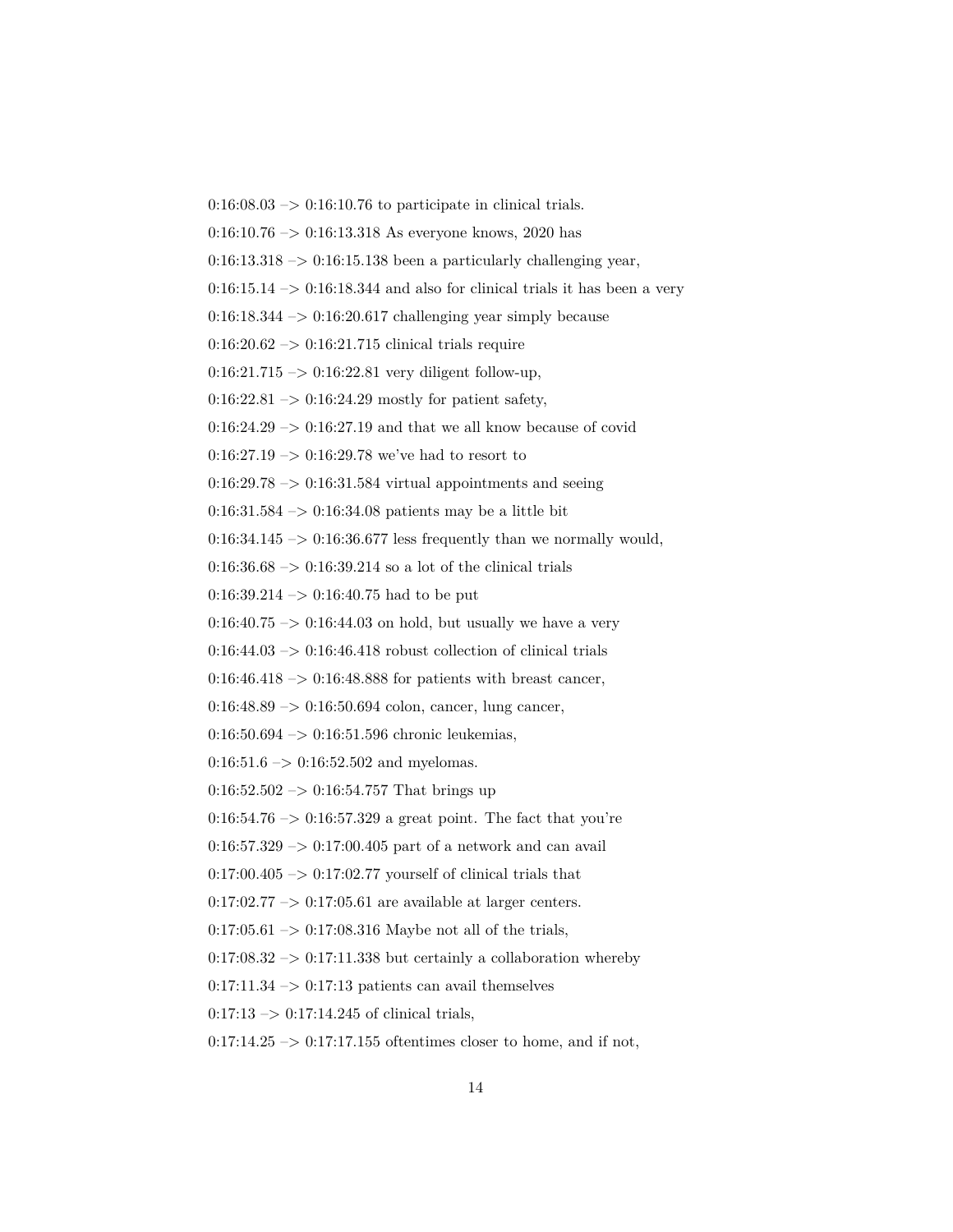0:16:08.03 –> 0:16:10.76 to participate in clinical trials.

0:16:10.76 –> 0:16:13.318 As everyone knows, 2020 has

0:16:13.318 –> 0:16:15.138 been a particularly challenging year,

0:16:15.14 –> 0:16:18.344 and also for clinical trials it has been a very

0:16:18.344 –> 0:16:20.617 challenging year simply because

0:16:20.62 –> 0:16:21.715 clinical trials require

0:16:21.715 –> 0:16:22.81 very diligent follow-up,

0:16:22.81 –> 0:16:24.29 mostly for patient safety,

0:16:24.29 –> 0:16:27.19 and that we all know because of covid

0:16:27.19 –> 0:16:29.78 we've had to resort to

0:16:29.78 –> 0:16:31.584 virtual appointments and seeing

0:16:31.584 –> 0:16:34.08 patients may be a little bit

0:16:34.145 –> 0:16:36.677 less frequently than we normally would,

0:16:36.68 –> 0:16:39.214 so a lot of the clinical trials

0:16:39.214 –> 0:16:40.75 had to be put

0:16:40.75 –> 0:16:44.03 on hold, but usually we have a very

0:16:44.03 –> 0:16:46.418 robust collection of clinical trials

0:16:46.418 –> 0:16:48.888 for patients with breast cancer,

0:16:48.89 –> 0:16:50.694 colon, cancer, lung cancer,

0:16:50.694 –> 0:16:51.596 chronic leukemias,

0:16:51.6 –> 0:16:52.502 and myelomas.

0:16:52.502 –> 0:16:54.757 That brings up

0:16:54.76 –> 0:16:57.329 a great point. The fact that you're

0:16:57.329 –> 0:17:00.405 part of a network and can avail

0:17:00.405 –> 0:17:02.77 yourself of clinical trials that

0:17:02.77 –> 0:17:05.61 are available at larger centers.

0:17:05.61 –> 0:17:08.316 Maybe not all of the trials,

0:17:08.32 –> 0:17:11.338 but certainly a collaboration whereby

0:17:11.34 –> 0:17:13 patients can avail themselves

0:17:13 –> 0:17:14.245 of clinical trials,

0:17:14.25 –> 0:17:17.155 oftentimes closer to home, and if not,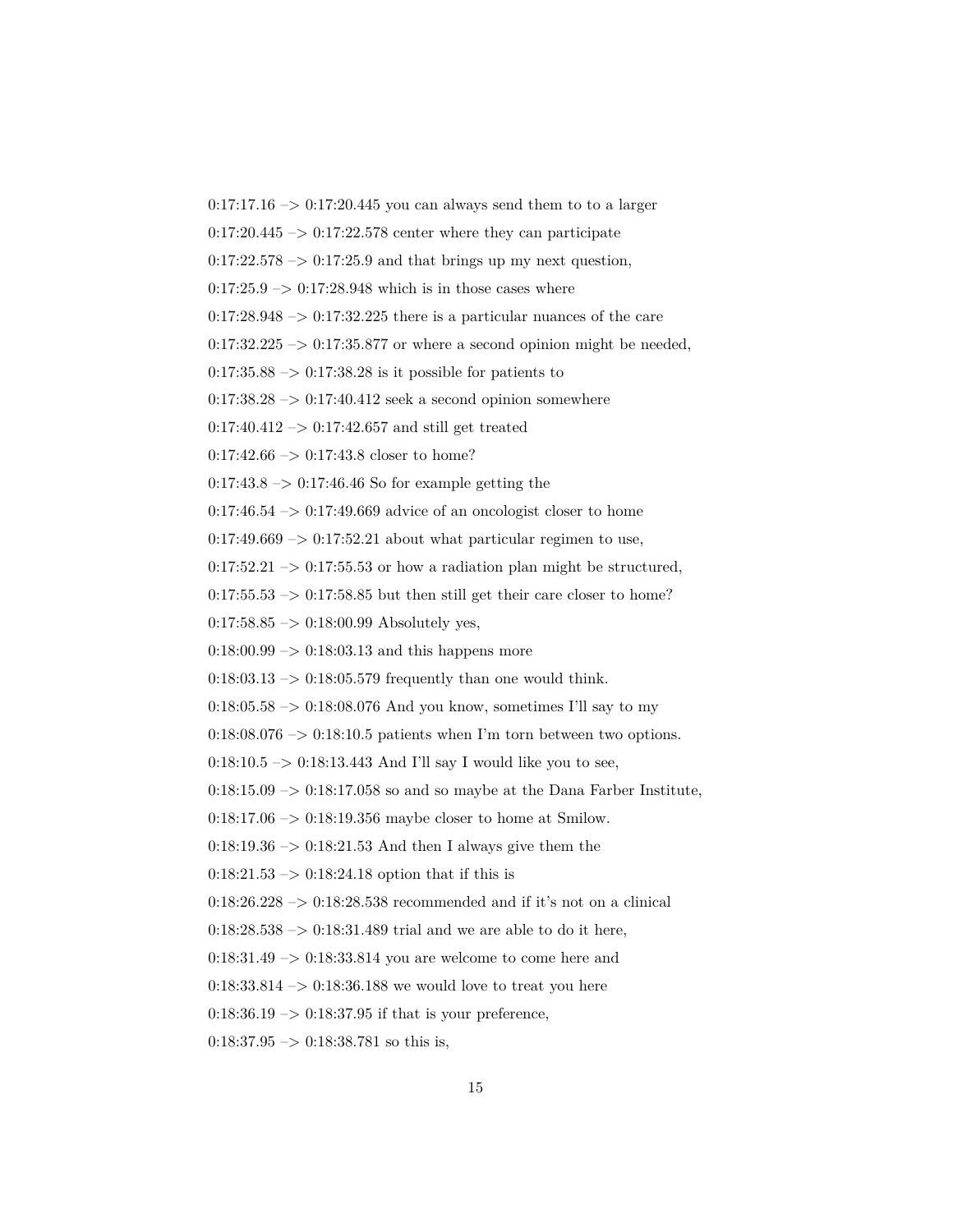0:17:17.16 –> 0:17:20.445 you can always send them to to a larger

0:17:20.445 –> 0:17:22.578 center where they can participate

0:17:22.578 –> 0:17:25.9 and that brings up my next question,

0:17:25.9 –> 0:17:28.948 which is in those cases where

0:17:28.948 –> 0:17:32.225 there is a particular nuances of the care

0:17:32.225 –> 0:17:35.877 or where a second opinion might be needed,

0:17:35.88 –> 0:17:38.28 is it possible for patients to

0:17:38.28 –> 0:17:40.412 seek a second opinion somewhere

0:17:40.412 –> 0:17:42.657 and still get treated

0:17:42.66 –> 0:17:43.8 closer to home?

0:17:43.8 –> 0:17:46.46 So for example getting the

0:17:46.54 –> 0:17:49.669 advice of an oncologist closer to home

0:17:49.669 –> 0:17:52.21 about what particular regimen to use,

0:17:52.21 –> 0:17:55.53 or how a radiation plan might be structured,

0:17:55.53 –> 0:17:58.85 but then still get their care closer to home?

0:17:58.85 –> 0:18:00.99 Absolutely yes,

0:18:00.99 –> 0:18:03.13 and this happens more

0:18:03.13 –> 0:18:05.579 frequently than one would think.

0:18:05.58 –> 0:18:08.076 And you know, sometimes I'll say to my

0:18:08.076 –> 0:18:10.5 patients when I'm torn between two options.

0:18:10.5 –> 0:18:13.443 And I'll say I would like you to see,

0:18:15.09 –> 0:18:17.058 so and so maybe at the Dana Farber Institute,

0:18:17.06 –> 0:18:19.356 maybe closer to home at Smilow.

0:18:19.36 –> 0:18:21.53 And then I always give them the

0:18:21.53 –> 0:18:24.18 option that if this is

0:18:26.228 –> 0:18:28.538 recommended and if it's not on a clinical

0:18:28.538 –> 0:18:31.489 trial and we are able to do it here,

0:18:31.49 –> 0:18:33.814 you are welcome to come here and

0:18:33.814 –> 0:18:36.188 we would love to treat you here

0:18:36.19 –> 0:18:37.95 if that is your preference,

0:18:37.95 –> 0:18:38.781 so this is,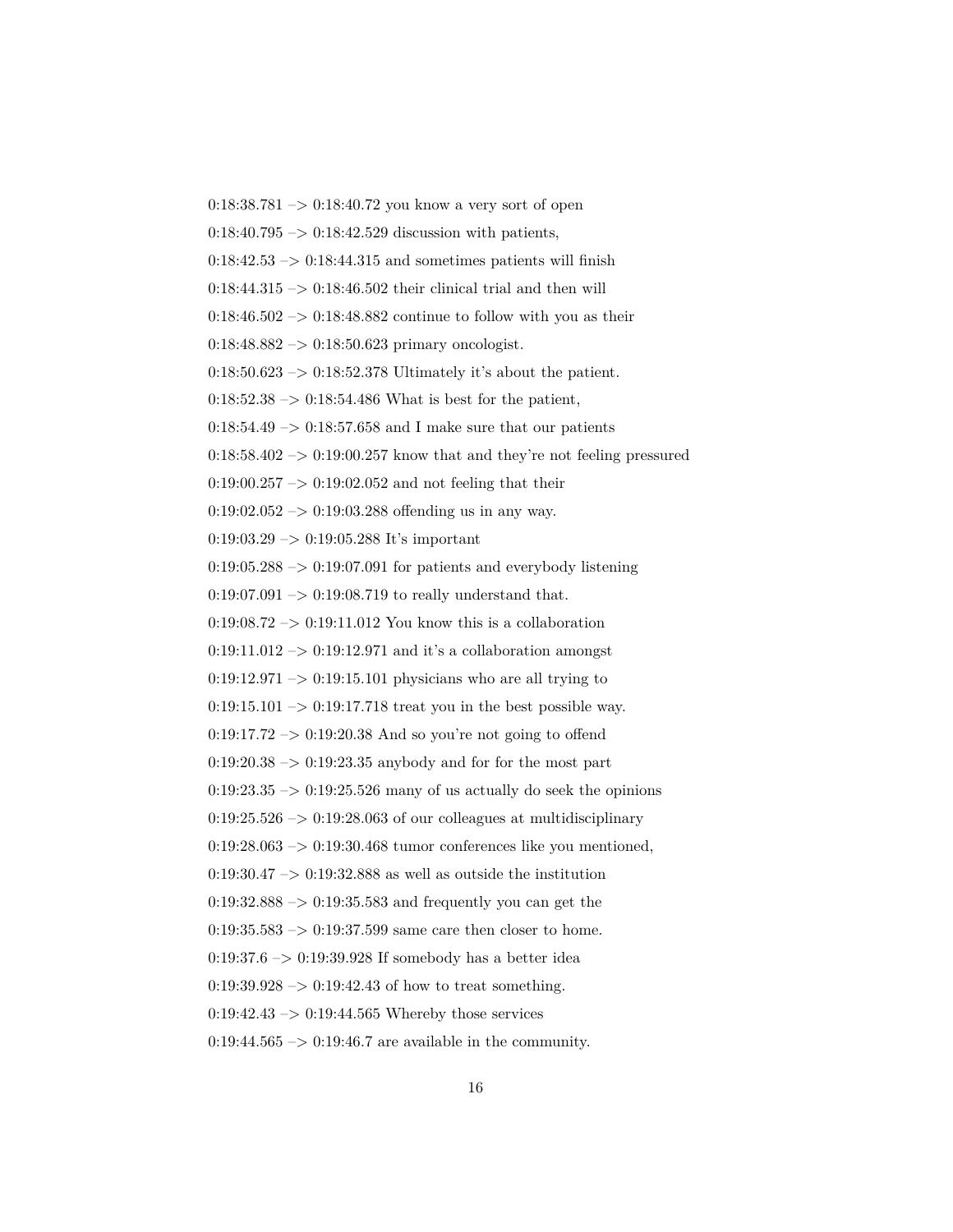0:18:38.781 –> 0:18:40.72 you know a very sort of open

0:18:40.795 –> 0:18:42.529 discussion with patients,

0:18:42.53 –> 0:18:44.315 and sometimes patients will finish

0:18:44.315 –> 0:18:46.502 their clinical trial and then will

0:18:46.502 –> 0:18:48.882 continue to follow with you as their

0:18:48.882 –> 0:18:50.623 primary oncologist.

0:18:50.623 –> 0:18:52.378 Ultimately it's about the patient.

0:18:52.38 –> 0:18:54.486 What is best for the patient,

0:18:54.49 –> 0:18:57.658 and I make sure that our patients

0:18:58.402 –> 0:19:00.257 know that and they're not feeling pressured

0:19:00.257 –> 0:19:02.052 and not feeling that their

0:19:02.052 –> 0:19:03.288 offending us in any way.

0:19:03.29 –> 0:19:05.288 It's important

0:19:05.288 –> 0:19:07.091 for patients and everybody listening

0:19:07.091 –> 0:19:08.719 to really understand that.

0:19:08.72 –> 0:19:11.012 You know this is a collaboration

0:19:11.012 –> 0:19:12.971 and it's a collaboration amongst

0:19:12.971 –> 0:19:15.101 physicians who are all trying to

0:19:15.101 –> 0:19:17.718 treat you in the best possible way.

0:19:17.72 –> 0:19:20.38 And so you're not going to offend

0:19:20.38 –> 0:19:23.35 anybody and for for the most part

0:19:23.35 –> 0:19:25.526 many of us actually do seek the opinions

0:19:25.526 –> 0:19:28.063 of our colleagues at multidisciplinary

0:19:28.063 –> 0:19:30.468 tumor conferences like you mentioned,

0:19:30.47 –> 0:19:32.888 as well as outside the institution

0:19:32.888 –> 0:19:35.583 and frequently you can get the

0:19:35.583 –> 0:19:37.599 same care then closer to home.

0:19:37.6 –> 0:19:39.928 If somebody has a better idea

0:19:39.928 –> 0:19:42.43 of how to treat something.

0:19:42.43 –> 0:19:44.565 Whereby those services

0:19:44.565 –> 0:19:46.7 are available in the community.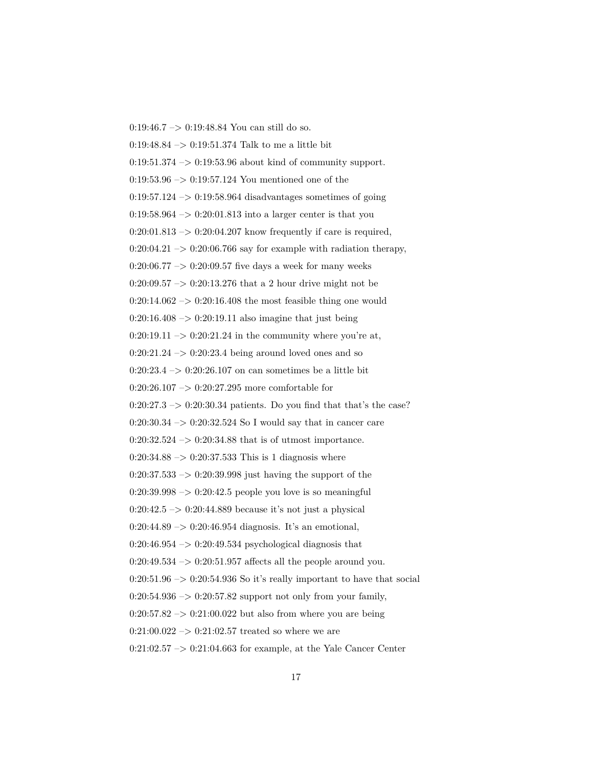0:19:46.7 –> 0:19:48.84 You can still do so.

0:19:48.84 –> 0:19:51.374 Talk to me a little bit

0:19:51.374 –> 0:19:53.96 about kind of community support.

0:19:53.96 –> 0:19:57.124 You mentioned one of the

0:19:57.124 –> 0:19:58.964 disadvantages sometimes of going

0:19:58.964 –> 0:20:01.813 into a larger center is that you

0:20:01.813 –> 0:20:04.207 know frequently if care is required,

0:20:04.21 –> 0:20:06.766 say for example with radiation therapy,

0:20:06.77 –> 0:20:09.57 five days a week for many weeks

0:20:09.57 –> 0:20:13.276 that a 2 hour drive might not be

0:20:14.062 –> 0:20:16.408 the most feasible thing one would

0:20:16.408 –> 0:20:19.11 also imagine that just being

0:20:19.11 –> 0:20:21.24 in the community where you're at,

0:20:21.24 –> 0:20:23.4 being around loved ones and so

0:20:23.4 –> 0:20:26.107 on can sometimes be a little bit

0:20:26.107 –> 0:20:27.295 more comfortable for

0:20:27.3 –> 0:20:30.34 patients. Do you find that that's the case?

0:20:30.34 –> 0:20:32.524 So I would say that in cancer care

0:20:32.524 –> 0:20:34.88 that is of utmost importance.

0:20:34.88 –> 0:20:37.533 This is 1 diagnosis where

0:20:37.533 –> 0:20:39.998 just having the support of the

0:20:39.998 –> 0:20:42.5 people you love is so meaningful

0:20:42.5 –> 0:20:44.889 because it's not just a physical

0:20:44.89 –> 0:20:46.954 diagnosis. It's an emotional,

0:20:46.954 –> 0:20:49.534 psychological diagnosis that

0:20:49.534 –> 0:20:51.957 affects all the people around you.

0:20:51.96 –> 0:20:54.936 So it's really important to have that social

0:20:54.936 –> 0:20:57.82 support not only from your family,

0:20:57.82 –> 0:21:00.022 but also from where you are being

0:21:00.022 –> 0:21:02.57 treated so where we are

0:21:02.57 –> 0:21:04.663 for example, at the Yale Cancer Center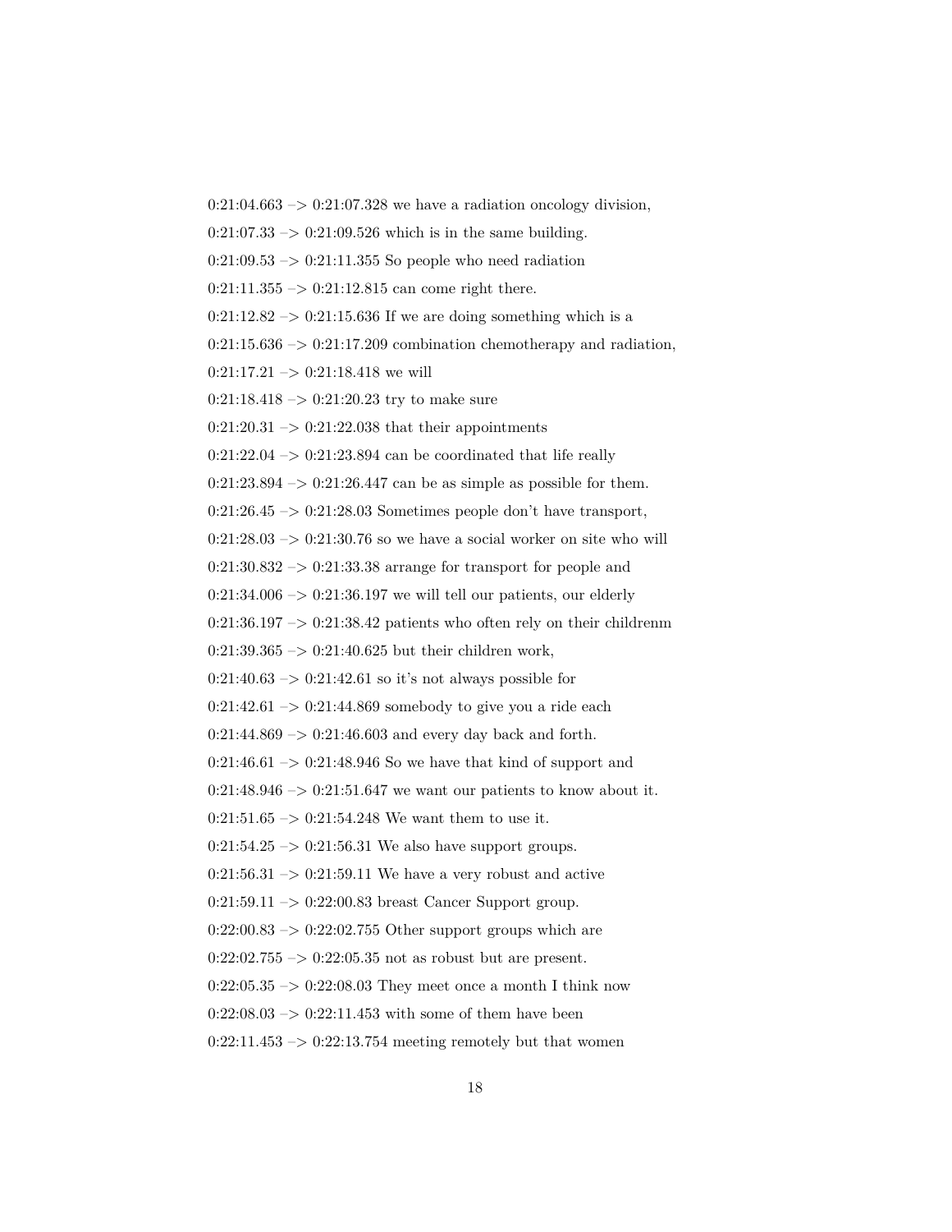0:21:04.663 –> 0:21:07.328 we have a radiation oncology division,

0:21:07.33 –> 0:21:09.526 which is in the same building.

0:21:09.53 –> 0:21:11.355 So people who need radiation

0:21:11.355 –> 0:21:12.815 can come right there.

0:21:12.82 –> 0:21:15.636 If we are doing something which is a

0:21:15.636 –> 0:21:17.209 combination chemotherapy and radiation,

0:21:17.21 –> 0:21:18.418 we will

0:21:18.418 –> 0:21:20.23 try to make sure

0:21:20.31 –> 0:21:22.038 that their appointments

0:21:22.04 –> 0:21:23.894 can be coordinated that life really

0:21:23.894 –> 0:21:26.447 can be as simple as possible for them.

0:21:26.45 –> 0:21:28.03 Sometimes people don't have transport,

0:21:28.03 –> 0:21:30.76 so we have a social worker on site who will

0:21:30.832 –> 0:21:33.38 arrange for transport for people and

0:21:34.006 –> 0:21:36.197 we will tell our patients, our elderly

0:21:36.197 –> 0:21:38.42 patients who often rely on their childrenm

0:21:39.365 –> 0:21:40.625 but their children work,

0:21:40.63 –> 0:21:42.61 so it's not always possible for

0:21:42.61 –> 0:21:44.869 somebody to give you a ride each

0:21:44.869 –> 0:21:46.603 and every day back and forth.

0:21:46.61 –> 0:21:48.946 So we have that kind of support and

0:21:48.946 –> 0:21:51.647 we want our patients to know about it.

0:21:51.65 –> 0:21:54.248 We want them to use it.

0:21:54.25 –> 0:21:56.31 We also have support groups.

0:21:56.31 –> 0:21:59.11 We have a very robust and active

0:21:59.11 –> 0:22:00.83 breast Cancer Support group.

0:22:00.83 –> 0:22:02.755 Other support groups which are

0:22:02.755 –> 0:22:05.35 not as robust but are present.

0:22:05.35 –> 0:22:08.03 They meet once a month I think now

0:22:08.03 –> 0:22:11.453 with some of them have been

0:22:11.453 –> 0:22:13.754 meeting remotely but that women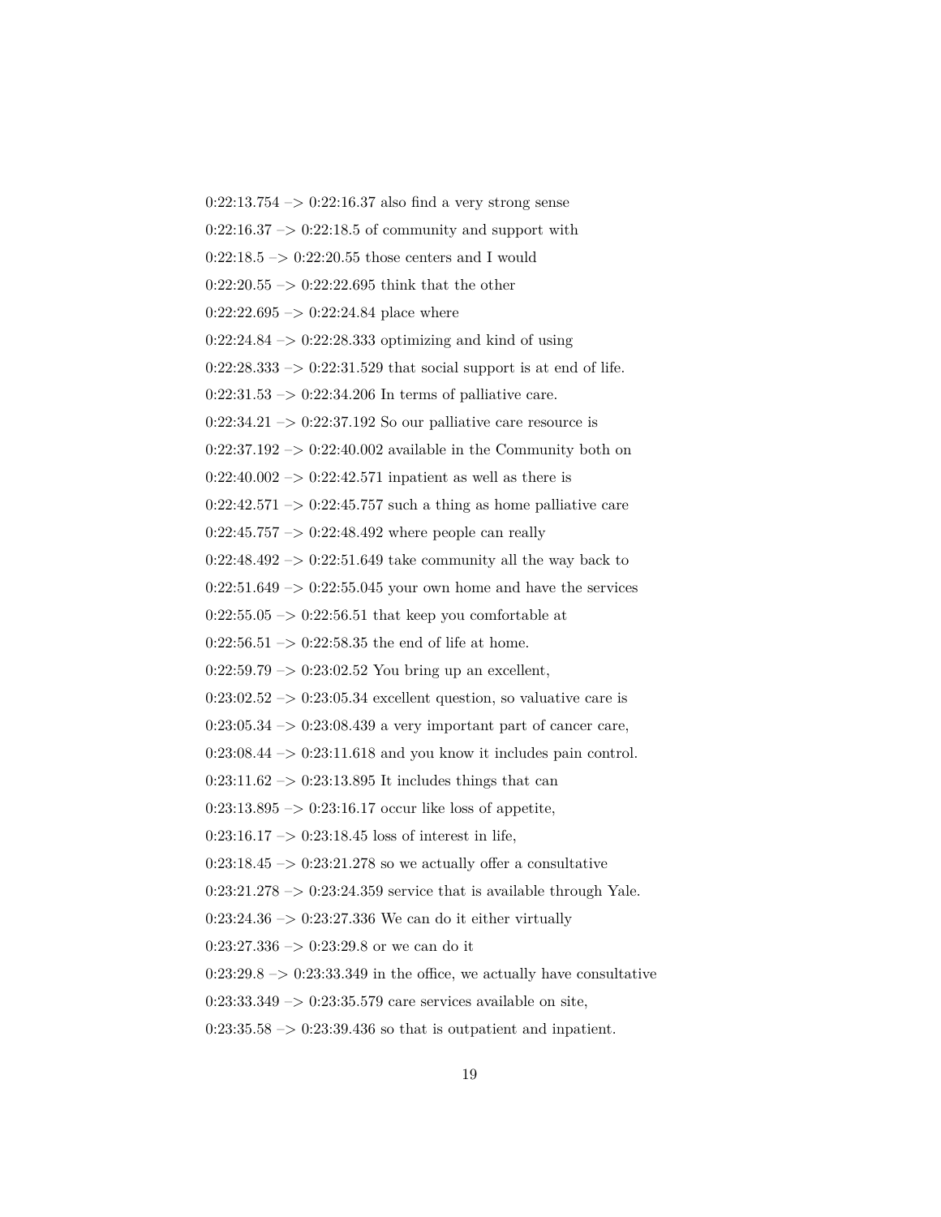0:22:13.754 –> 0:22:16.37 also find a very strong sense

0:22:16.37 –> 0:22:18.5 of community and support with

0:22:18.5 –> 0:22:20.55 those centers and I would

0:22:20.55 –> 0:22:22.695 think that the other

0:22:22.695 –> 0:22:24.84 place where

0:22:24.84 –> 0:22:28.333 optimizing and kind of using

0:22:28.333 –> 0:22:31.529 that social support is at end of life.

0:22:31.53 –> 0:22:34.206 In terms of palliative care.

0:22:34.21 –> 0:22:37.192 So our palliative care resource is

0:22:37.192 –> 0:22:40.002 available in the Community both on

0:22:40.002 –> 0:22:42.571 inpatient as well as there is

0:22:42.571 –> 0:22:45.757 such a thing as home palliative care

0:22:45.757 –> 0:22:48.492 where people can really

0:22:48.492 –> 0:22:51.649 take community all the way back to

0:22:51.649 –> 0:22:55.045 your own home and have the services

0:22:55.05 –> 0:22:56.51 that keep you comfortable at

0:22:56.51 –> 0:22:58.35 the end of life at home.

0:22:59.79 –> 0:23:02.52 You bring up an excellent,

0:23:02.52 –> 0:23:05.34 excellent question, so valuative care is

0:23:05.34 –> 0:23:08.439 a very important part of cancer care,

0:23:08.44 –> 0:23:11.618 and you know it includes pain control.

0:23:11.62 –> 0:23:13.895 It includes things that can

0:23:13.895 –> 0:23:16.17 occur like loss of appetite,

0:23:16.17 –> 0:23:18.45 loss of interest in life,

0:23:18.45 –> 0:23:21.278 so we actually offer a consultative

0:23:21.278 –> 0:23:24.359 service that is available through Yale.

0:23:24.36 –> 0:23:27.336 We can do it either virtually

0:23:27.336 –> 0:23:29.8 or we can do it

0:23:29.8 –> 0:23:33.349 in the office, we actually have consultative

0:23:33.349 –> 0:23:35.579 care services available on site,

0:23:35.58 –> 0:23:39.436 so that is outpatient and inpatient.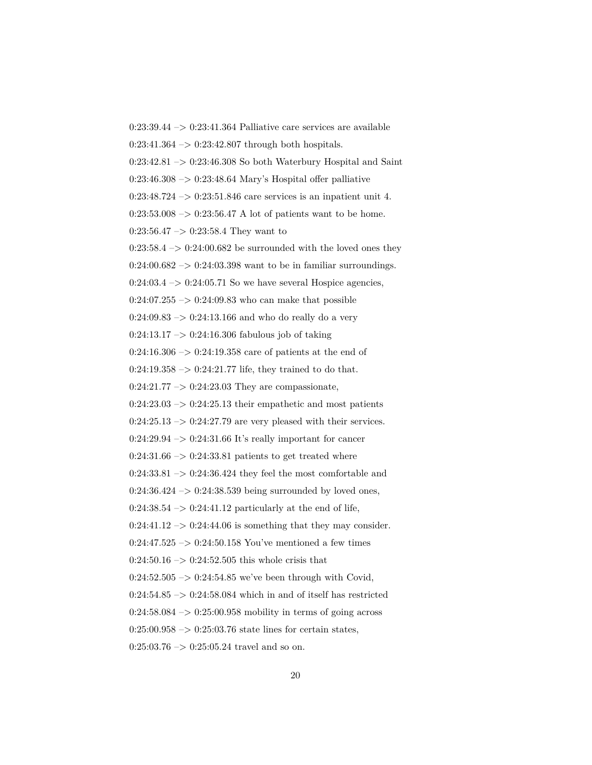0:23:39.44 –> 0:23:41.364 Palliative care services are available

0:23:41.364 –> 0:23:42.807 through both hospitals.

0:23:42.81 –> 0:23:46.308 So both Waterbury Hospital and Saint

0:23:46.308 –> 0:23:48.64 Mary's Hospital offer palliative

0:23:48.724 –> 0:23:51.846 care services is an inpatient unit 4.

0:23:53.008 –> 0:23:56.47 A lot of patients want to be home.

0:23:56.47 –> 0:23:58.4 They want to

0:23:58.4 –> 0:24:00.682 be surrounded with the loved ones they

0:24:00.682 –> 0:24:03.398 want to be in familiar surroundings.

0:24:03.4 –> 0:24:05.71 So we have several Hospice agencies,

0:24:07.255 –> 0:24:09.83 who can make that possible

0:24:09.83 –> 0:24:13.166 and who do really do a very

0:24:13.17 –> 0:24:16.306 fabulous job of taking

0:24:16.306 –> 0:24:19.358 care of patients at the end of

0:24:19.358 –> 0:24:21.77 life, they trained to do that.

0:24:21.77 –> 0:24:23.03 They are compassionate,

0:24:23.03 –> 0:24:25.13 their empathetic and most patients

0:24:25.13 –> 0:24:27.79 are very pleased with their services.

0:24:29.94 –> 0:24:31.66 It's really important for cancer

0:24:31.66 –> 0:24:33.81 patients to get treated where

0:24:33.81 –> 0:24:36.424 they feel the most comfortable and

0:24:36.424 –> 0:24:38.539 being surrounded by loved ones,

0:24:38.54 –> 0:24:41.12 particularly at the end of life,

0:24:41.12 –> 0:24:44.06 is something that they may consider.

0:24:47.525 –> 0:24:50.158 You've mentioned a few times

0:24:50.16 –> 0:24:52.505 this whole crisis that

0:24:52.505 –> 0:24:54.85 we've been through with Covid,

0:24:54.85 –> 0:24:58.084 which in and of itself has restricted

0:24:58.084 –> 0:25:00.958 mobility in terms of going across

0:25:00.958 –> 0:25:03.76 state lines for certain states,

0:25:03.76 –> 0:25:05.24 travel and so on.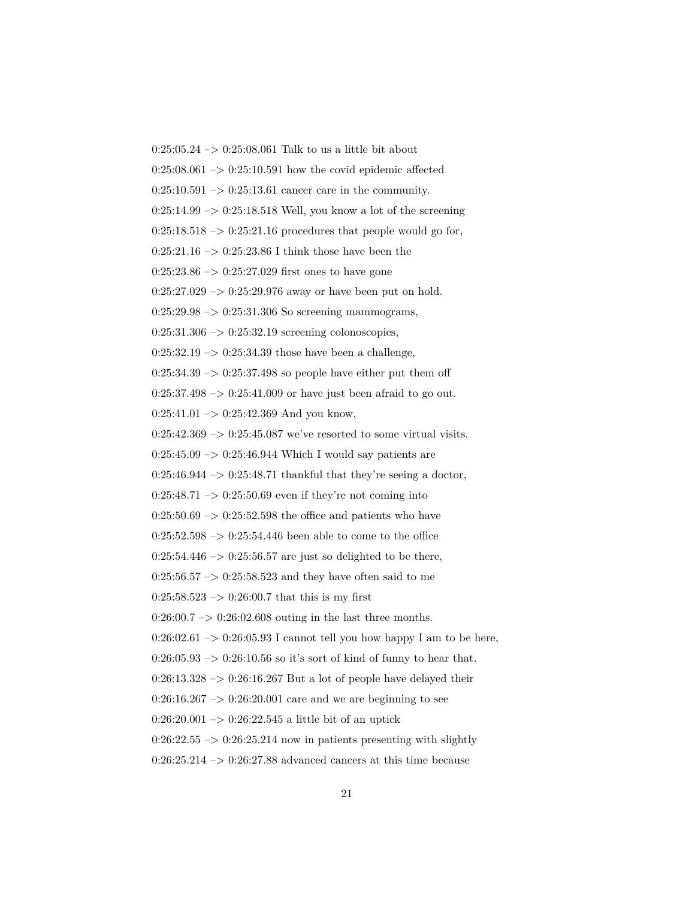0:25:05.24 –> 0:25:08.061 Talk to us a little bit about

0:25:08.061 –> 0:25:10.591 how the covid epidemic affected

0:25:10.591 –> 0:25:13.61 cancer care in the community.

0:25:14.99 –> 0:25:18.518 Well, you know a lot of the screening

0:25:18.518 –> 0:25:21.16 procedures that people would go for,

0:25:21.16 –> 0:25:23.86 I think those have been the

0:25:23.86 –> 0:25:27.029 first ones to have gone

0:25:27.029 –> 0:25:29.976 away or have been put on hold.

0:25:29.98 –> 0:25:31.306 So screening mammograms,

0:25:31.306 –> 0:25:32.19 screening colonoscopies,

0:25:32.19 –> 0:25:34.39 those have been a challenge,

0:25:34.39 –> 0:25:37.498 so people have either put them off

0:25:37.498 –> 0:25:41.009 or have just been afraid to go out.

0:25:41.01 –> 0:25:42.369 And you know,

0:25:42.369 –> 0:25:45.087 we've resorted to some virtual visits.

0:25:45.09 –> 0:25:46.944 Which I would say patients are

0:25:46.944 –> 0:25:48.71 thankful that they're seeing a doctor,

0:25:48.71 –> 0:25:50.69 even if they're not coming into

0:25:50.69 –> 0:25:52.598 the office and patients who have

0:25:52.598 –> 0:25:54.446 been able to come to the office

0:25:54.446 –> 0:25:56.57 are just so delighted to be there,

0:25:56.57 –> 0:25:58.523 and they have often said to me

0:25:58.523 –> 0:26:00.7 that this is my first

0:26:00.7 –> 0:26:02.608 outing in the last three months.

0:26:02.61 –> 0:26:05.93 I cannot tell you how happy I am to be here,

0:26:05.93 –> 0:26:10.56 so it's sort of kind of funny to hear that.

0:26:13.328 –> 0:26:16.267 But a lot of people have delayed their

0:26:16.267 –> 0:26:20.001 care and we are beginning to see

0:26:20.001 –> 0:26:22.545 a little bit of an uptick

0:26:22.55 –> 0:26:25.214 now in patients presenting with slightly

0:26:25.214 –> 0:26:27.88 advanced cancers at this time because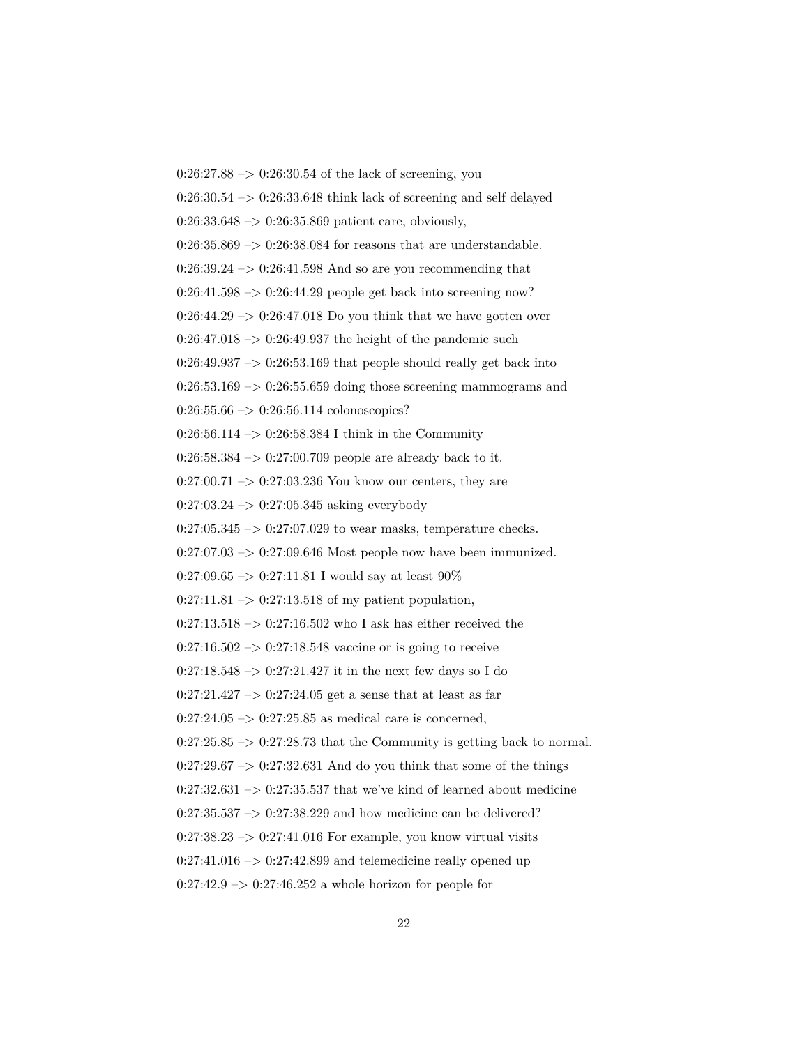0:26:27.88 –> 0:26:30.54 of the lack of screening, you

0:26:30.54 –> 0:26:33.648 think lack of screening and self delayed

0:26:33.648 –> 0:26:35.869 patient care, obviously,

0:26:35.869 –> 0:26:38.084 for reasons that are understandable.

0:26:39.24 –> 0:26:41.598 And so are you recommending that

0:26:41.598 –> 0:26:44.29 people get back into screening now?

0:26:44.29 –> 0:26:47.018 Do you think that we have gotten over

0:26:47.018 –> 0:26:49.937 the height of the pandemic such

0:26:49.937 –> 0:26:53.169 that people should really get back into

0:26:53.169 –> 0:26:55.659 doing those screening mammograms and

0:26:55.66 –> 0:26:56.114 colonoscopies?

0:26:56.114 –> 0:26:58.384 I think in the Community

0:26:58.384 –> 0:27:00.709 people are already back to it.

0:27:00.71 –> 0:27:03.236 You know our centers, they are

0:27:03.24 –> 0:27:05.345 asking everybody

0:27:05.345 –> 0:27:07.029 to wear masks, temperature checks.

0:27:07.03 –> 0:27:09.646 Most people now have been immunized.

0:27:09.65 –> 0:27:11.81 I would say at least 90%

0:27:11.81 –> 0:27:13.518 of my patient population,

0:27:13.518 –> 0:27:16.502 who I ask has either received the

0:27:16.502 –> 0:27:18.548 vaccine or is going to receive

0:27:18.548 –> 0:27:21.427 it in the next few days so I do

0:27:21.427 –> 0:27:24.05 get a sense that at least as far

0:27:24.05 –> 0:27:25.85 as medical care is concerned,

0:27:25.85 –> 0:27:28.73 that the Community is getting back to normal.

0:27:29.67 –> 0:27:32.631 And do you think that some of the things

0:27:32.631 –> 0:27:35.537 that we've kind of learned about medicine

0:27:35.537 –> 0:27:38.229 and how medicine can be delivered?

0:27:38.23 –> 0:27:41.016 For example, you know virtual visits

0:27:41.016 –> 0:27:42.899 and telemedicine really opened up

0:27:42.9 –> 0:27:46.252 a whole horizon for people for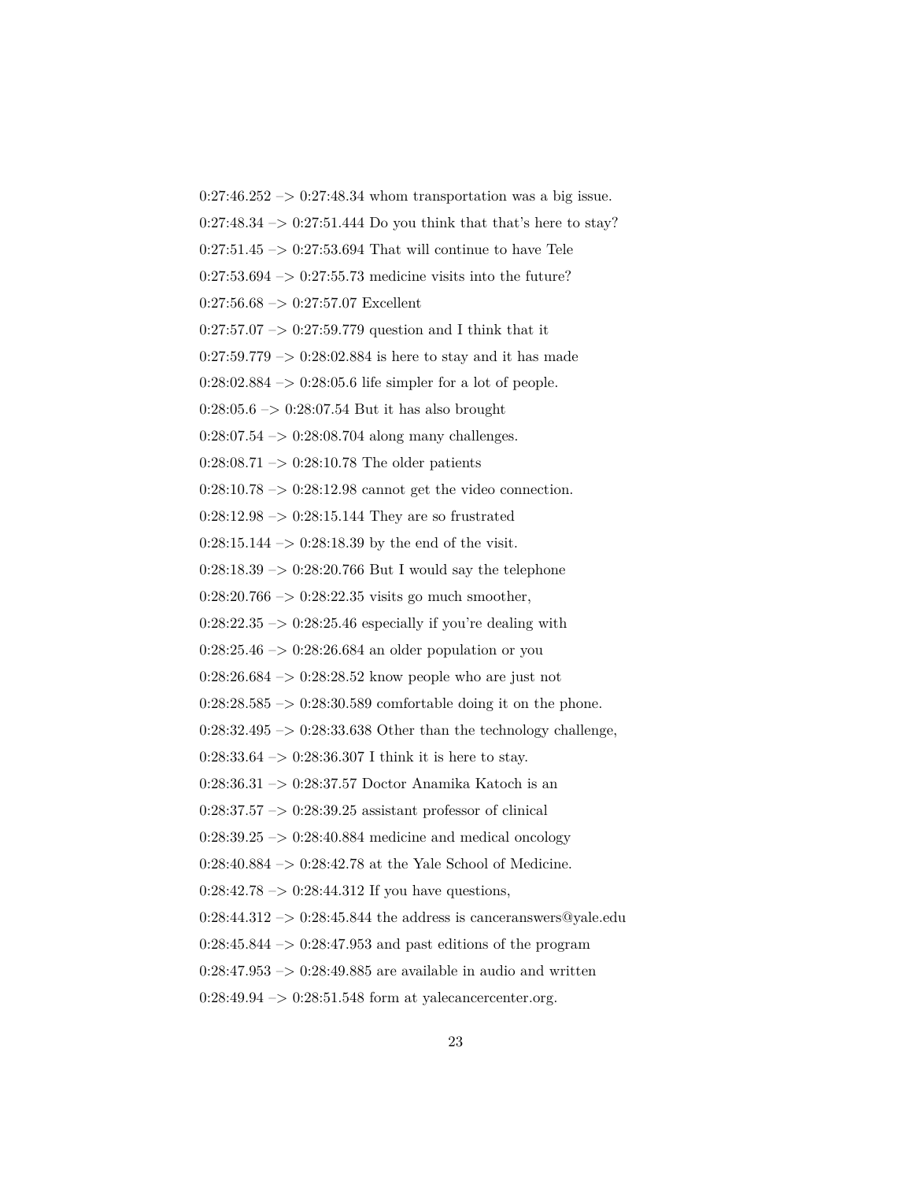0:27:46.252 –> 0:27:48.34 whom transportation was a big issue.

0:27:48.34 –> 0:27:51.444 Do you think that that's here to stay?

0:27:51.45 –> 0:27:53.694 That will continue to have Tele

0:27:53.694 –> 0:27:55.73 medicine visits into the future?

0:27:56.68 –> 0:27:57.07 Excellent

0:27:57.07 –> 0:27:59.779 question and I think that it

0:27:59.779 –> 0:28:02.884 is here to stay and it has made

0:28:02.884 –> 0:28:05.6 life simpler for a lot of people.

0:28:05.6 –> 0:28:07.54 But it has also brought

0:28:07.54 –> 0:28:08.704 along many challenges.

0:28:08.71 –> 0:28:10.78 The older patients

0:28:10.78 –> 0:28:12.98 cannot get the video connection.

0:28:12.98 –> 0:28:15.144 They are so frustrated

0:28:15.144 –> 0:28:18.39 by the end of the visit.

0:28:18.39 –> 0:28:20.766 But I would say the telephone

0:28:20.766 –> 0:28:22.35 visits go much smoother,

0:28:22.35 –> 0:28:25.46 especially if you're dealing with

0:28:25.46 –> 0:28:26.684 an older population or you

0:28:26.684 –> 0:28:28.52 know people who are just not

0:28:28.585 –> 0:28:30.589 comfortable doing it on the phone.

0:28:32.495 –> 0:28:33.638 Other than the technology challenge,

0:28:33.64 –> 0:28:36.307 I think it is here to stay.

0:28:36.31 –> 0:28:37.57 Doctor Anamika Katoch is an

0:28:37.57 –> 0:28:39.25 assistant professor of clinical

0:28:39.25 –> 0:28:40.884 medicine and medical oncology

0:28:40.884 –> 0:28:42.78 at the Yale School of Medicine.

0:28:42.78 –> 0:28:44.312 If you have questions,

0:28:44.312 –> 0:28:45.844 the address is canceranswers@yale.edu

0:28:45.844 –> 0:28:47.953 and past editions of the program

0:28:47.953 –> 0:28:49.885 are available in audio and written

0:28:49.94 –> 0:28:51.548 form at yalecancercenter.org.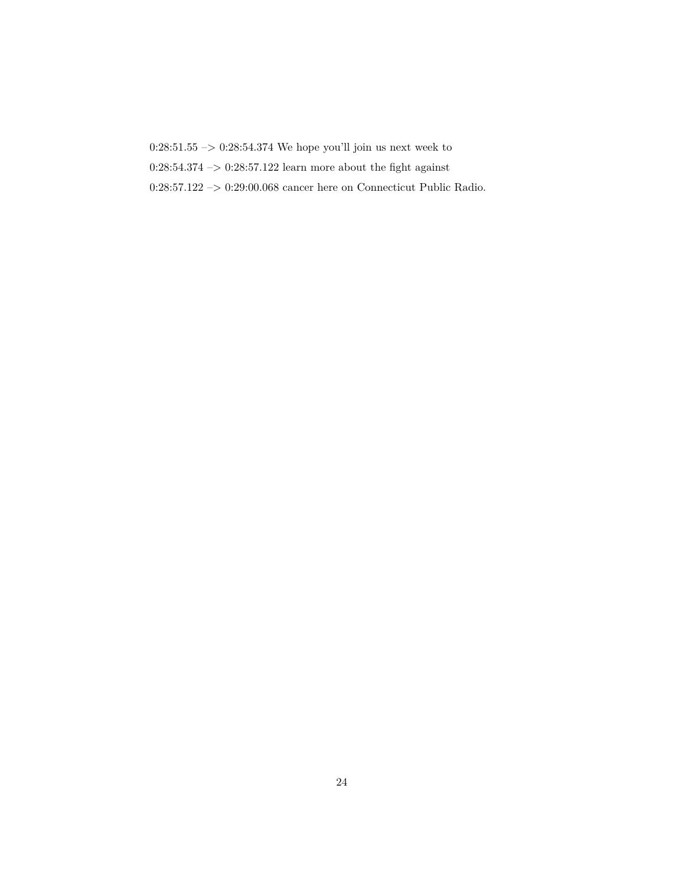0:28:51.55 –> 0:28:54.374 We hope you'll join us next week to

0:28:54.374 –> 0:28:57.122 learn more about the fight against

0:28:57.122 –> 0:29:00.068 cancer here on Connecticut Public Radio.